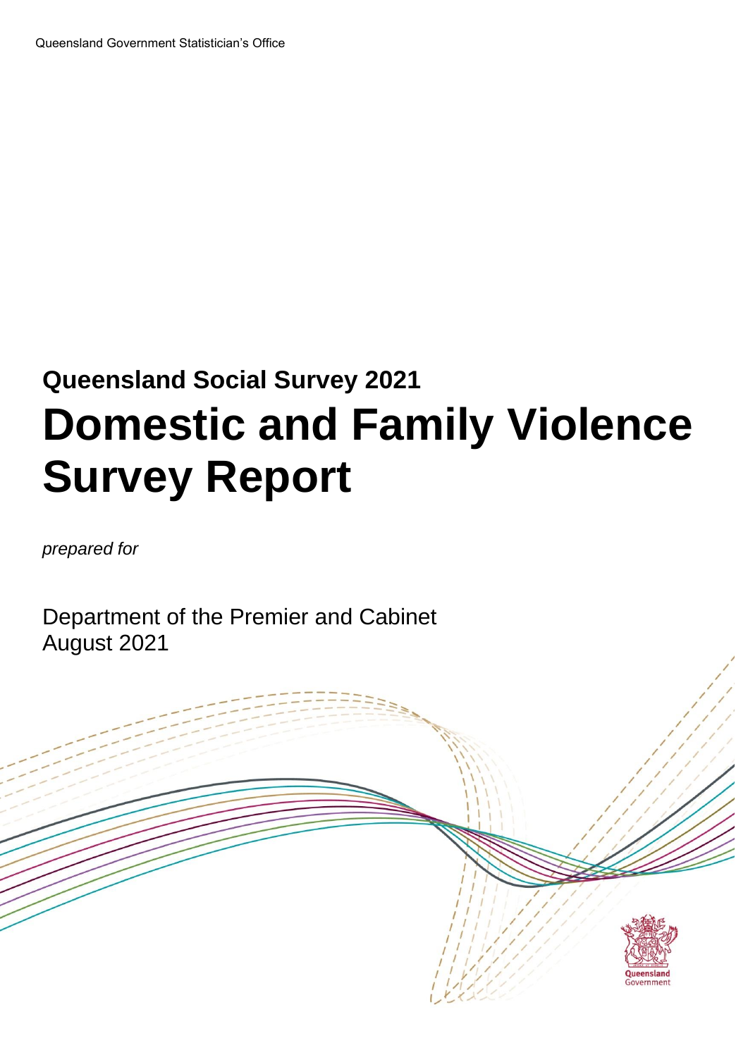Queensland Government Statistician's Office

## Queensland Social Survey 2021

# Domestic and Family Violence Survey Report

*prepared for*

Department of the Premier and Cabinet
August 2021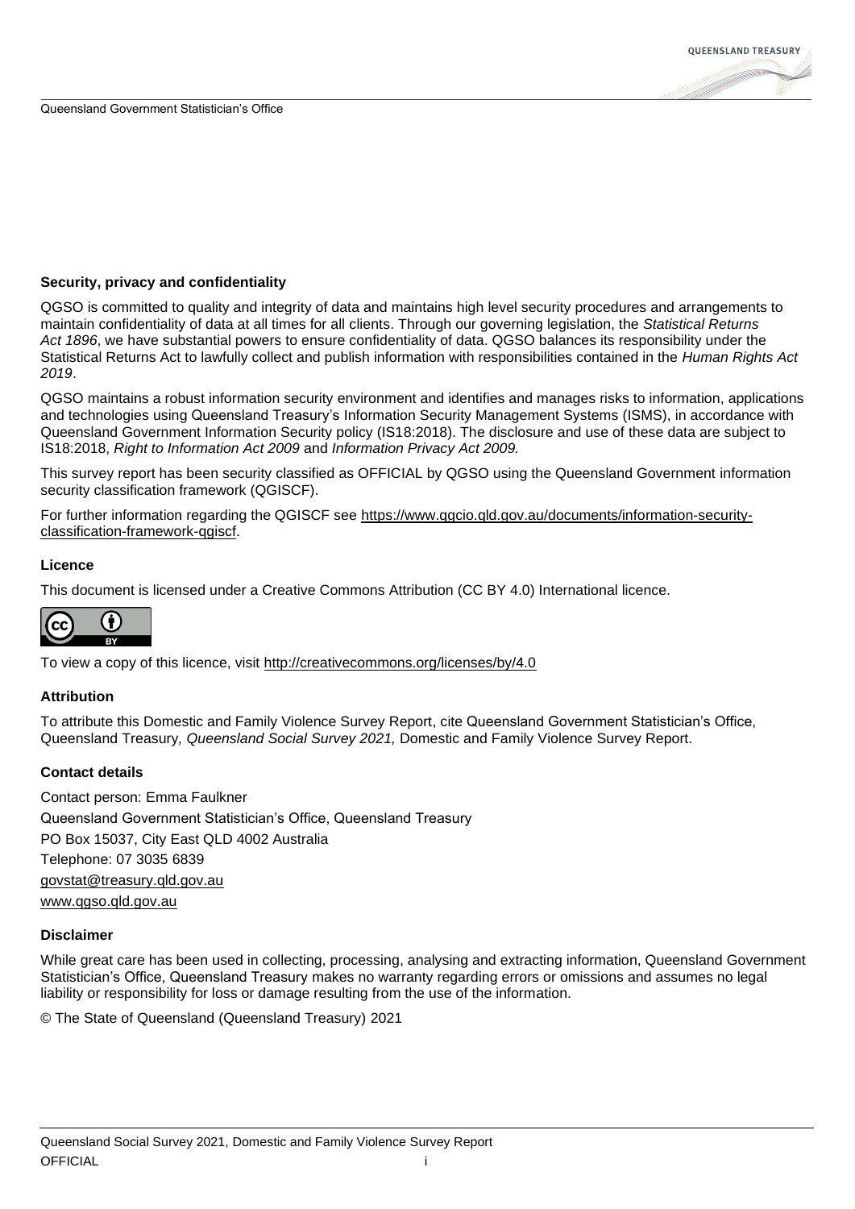**Security, privacy and confidentiality**

QGSO is committed to quality and integrity of data and maintains high level security procedures and arrangements to maintain confidentiality of data at all times for all clients. Through our governing legislation, the *Statistical Returns Act 1896*, we have substantial powers to ensure confidentiality of data. QGSO balances its responsibility under the Statistical Returns Act to lawfully collect and publish information with responsibilities contained in the *Human Rights Act 2019*.

QGSO maintains a robust information security environment and identifies and manages risks to information, applications and technologies using Queensland Treasury's Information Security Management Systems (ISMS), in accordance with Queensland Government Information Security policy (IS18:2018). The disclosure and use of these data are subject to IS18:2018, *Right to Information Act 2009* and *Information Privacy Act 2009.*

This survey report has been security classified as OFFICIAL by QGSO using the Queensland Government information security classification framework (QGISCF).

For further information regarding the QGISCF see https://www.qgcio.qld.gov.au/documents/information-security-classification-framework-qgiscf.

**Licence**

This document is licensed under a Creative Commons Attribution (CC BY 4.0) International licence.

To view a copy of this licence, visit http://creativecommons.org/licenses/by/4.0

**Attribution**

To attribute this Domestic and Family Violence Survey Report, cite Queensland Government Statistician's Office, Queensland Treasury, *Queensland Social Survey 2021,* Domestic and Family Violence Survey Report.

**Contact details**

Contact person: Emma Faulkner
Queensland Government Statistician's Office, Queensland Treasury
PO Box 15037, City East QLD 4002 Australia
Telephone: 07 3035 6839
govstat@treasury.qld.gov.au
www.qgso.qld.gov.au

**Disclaimer**

While great care has been used in collecting, processing, analysing and extracting information, Queensland Government Statistician's Office, Queensland Treasury makes no warranty regarding errors or omissions and assumes no legal liability or responsibility for loss or damage resulting from the use of the information.

© The State of Queensland (Queensland Treasury) 2021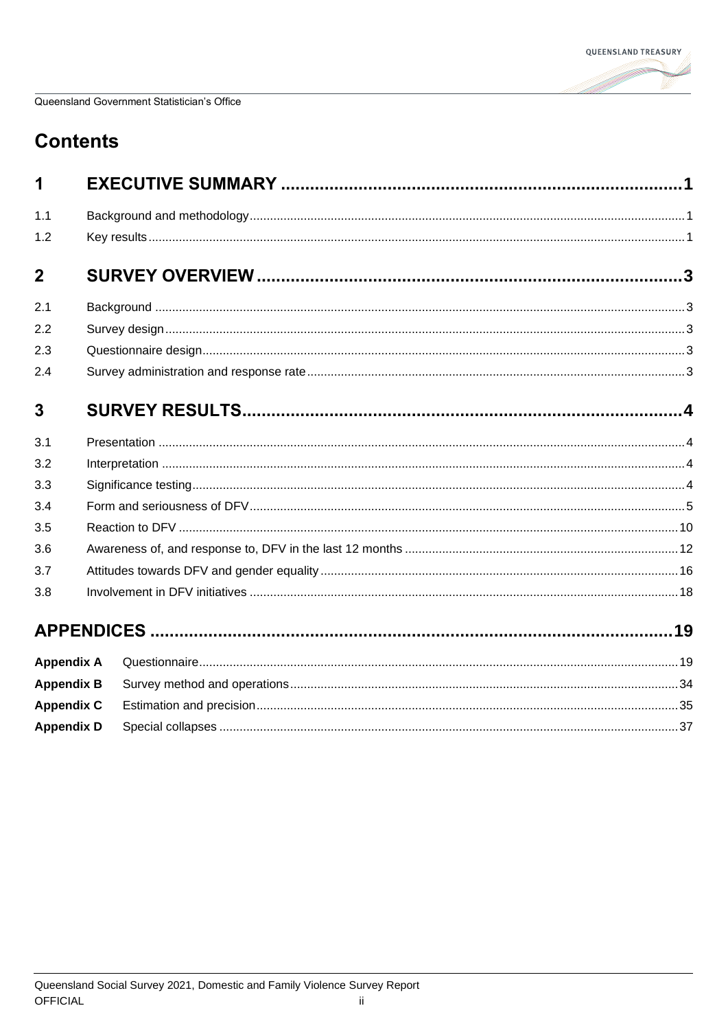# Contents

| | | |
|---|---|---|
| **1** | **EXECUTIVE SUMMARY** | **1** |
| 1.1 | Background and methodology | 1 |
| 1.2 | Key results | 1 |
| **2** | **SURVEY OVERVIEW** | **3** |
| 2.1 | Background | 3 |
| 2.2 | Survey design | 3 |
| 2.3 | Questionnaire design | 3 |
| 2.4 | Survey administration and response rate | 3 |
| **3** | **SURVEY RESULTS** | **4** |
| 3.1 | Presentation | 4 |
| 3.2 | Interpretation | 4 |
| 3.3 | Significance testing | 4 |
| 3.4 | Form and seriousness of DFV | 5 |
| 3.5 | Reaction to DFV | 10 |
| 3.6 | Awareness of, and response to, DFV in the last 12 months | 12 |
| 3.7 | Attitudes towards DFV and gender equality | 16 |
| 3.8 | Involvement in DFV initiatives | 18 |
| **APPENDICES** | | **19** |
| **Appendix A** | Questionnaire | 19 |
| **Appendix B** | Survey method and operations | 34 |
| **Appendix C** | Estimation and precision | 35 |
| **Appendix D** | Special collapses | 37 |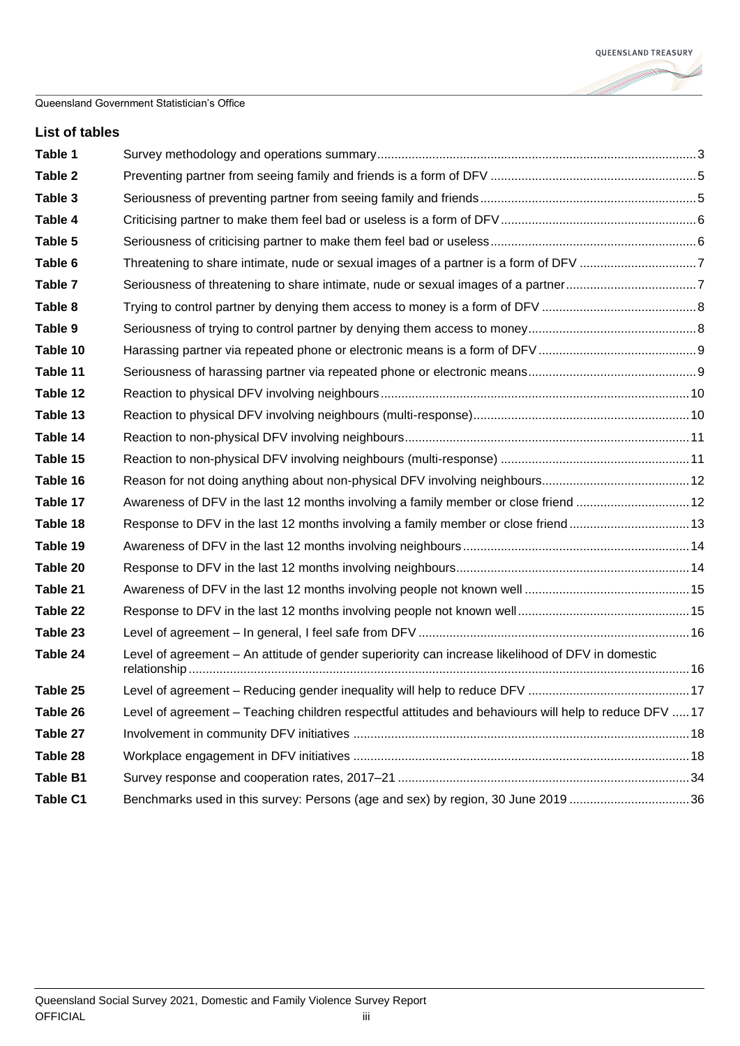## List of tables

| | | |
|---|---|---|
| Table 1 | Survey methodology and operations summary | 3 |
| Table 2 | Preventing partner from seeing family and friends is a form of DFV | 5 |
| Table 3 | Seriousness of preventing partner from seeing family and friends | 5 |
| Table 4 | Criticising partner to make them feel bad or useless is a form of DFV | 6 |
| Table 5 | Seriousness of criticising partner to make them feel bad or useless | 6 |
| Table 6 | Threatening to share intimate, nude or sexual images of a partner is a form of DFV | 7 |
| Table 7 | Seriousness of threatening to share intimate, nude or sexual images of a partner | 7 |
| Table 8 | Trying to control partner by denying them access to money is a form of DFV | 8 |
| Table 9 | Seriousness of trying to control partner by denying them access to money | 8 |
| Table 10 | Harassing partner via repeated phone or electronic means is a form of DFV | 9 |
| Table 11 | Seriousness of harassing partner via repeated phone or electronic means | 9 |
| Table 12 | Reaction to physical DFV involving neighbours | 10 |
| Table 13 | Reaction to physical DFV involving neighbours (multi-response) | 10 |
| Table 14 | Reaction to non-physical DFV involving neighbours | 11 |
| Table 15 | Reaction to non-physical DFV involving neighbours (multi-response) | 11 |
| Table 16 | Reason for not doing anything about non-physical DFV involving neighbours | 12 |
| Table 17 | Awareness of DFV in the last 12 months involving a family member or close friend | 12 |
| Table 18 | Response to DFV in the last 12 months involving a family member or close friend | 13 |
| Table 19 | Awareness of DFV in the last 12 months involving neighbours | 14 |
| Table 20 | Response to DFV in the last 12 months involving neighbours | 14 |
| Table 21 | Awareness of DFV in the last 12 months involving people not known well | 15 |
| Table 22 | Response to DFV in the last 12 months involving people not known well | 15 |
| Table 23 | Level of agreement – In general, I feel safe from DFV | 16 |
| Table 24 | Level of agreement – An attitude of gender superiority can increase likelihood of DFV in domestic relationship | 16 |
| Table 25 | Level of agreement – Reducing gender inequality will help to reduce DFV | 17 |
| Table 26 | Level of agreement – Teaching children respectful attitudes and behaviours will help to reduce DFV | 17 |
| Table 27 | Involvement in community DFV initiatives | 18 |
| Table 28 | Workplace engagement in DFV initiatives | 18 |
| Table B1 | Survey response and cooperation rates, 2017–21 | 34 |
| Table C1 | Benchmarks used in this survey: Persons (age and sex) by region, 30 June 2019 | 36 |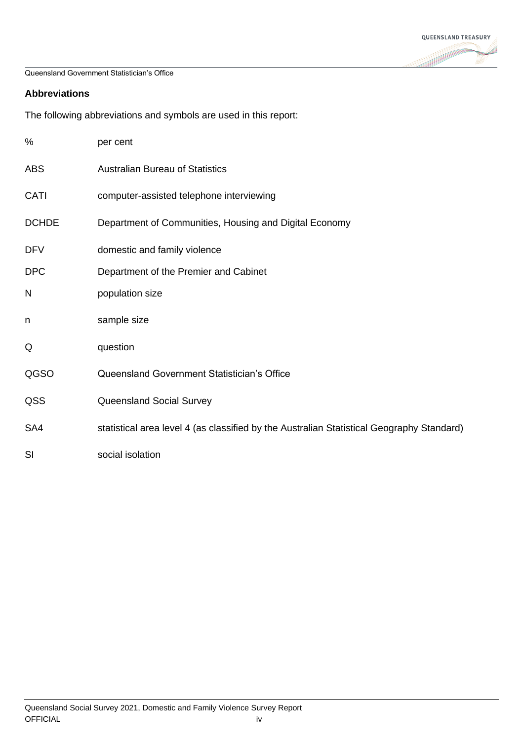## Abbreviations

The following abbreviations and symbols are used in this report:

| | |
|---|---|
| % | per cent |
| ABS | Australian Bureau of Statistics |
| CATI | computer-assisted telephone interviewing |
| DCHDE | Department of Communities, Housing and Digital Economy |
| DFV | domestic and family violence |
| DPC | Department of the Premier and Cabinet |
| N | population size |
| n | sample size |
| Q | question |
| QGSO | Queensland Government Statistician's Office |
| QSS | Queensland Social Survey |
| SA4 | statistical area level 4 (as classified by the Australian Statistical Geography Standard) |
| SI | social isolation |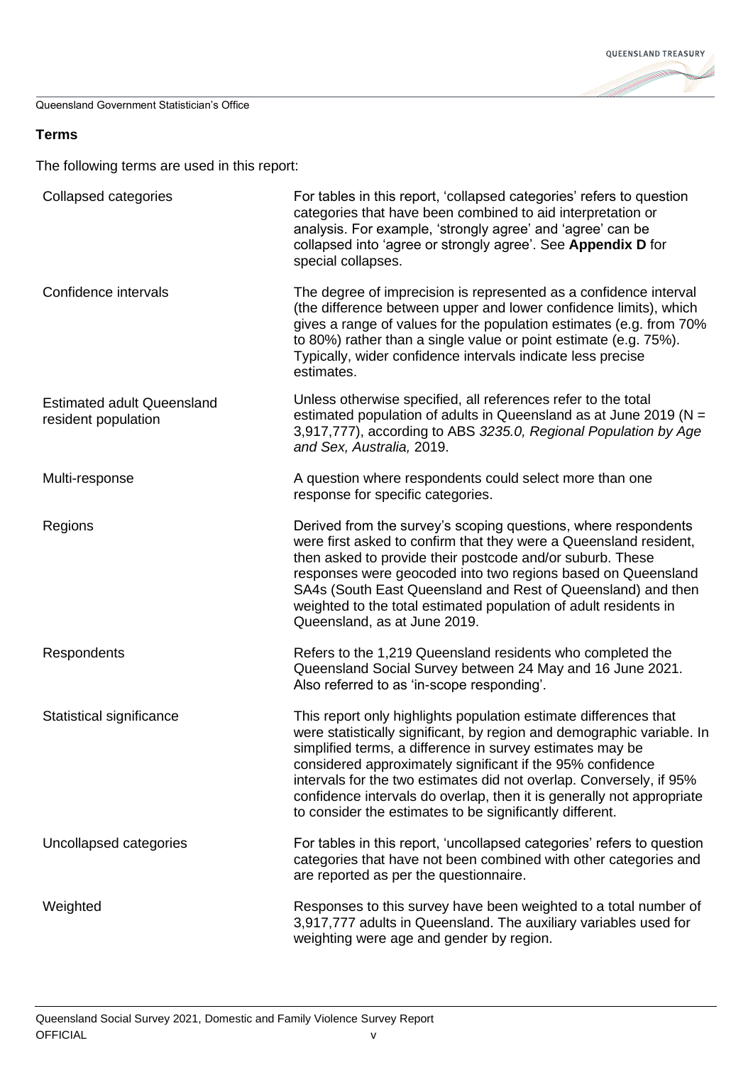## Terms

The following terms are used in this report:

| | |
|---|---|
| Collapsed categories | For tables in this report, 'collapsed categories' refers to question categories that have been combined to aid interpretation or analysis. For example, 'strongly agree' and 'agree' can be collapsed into 'agree or strongly agree'. See **Appendix D** for special collapses. |
| Confidence intervals | The degree of imprecision is represented as a confidence interval (the difference between upper and lower confidence limits), which gives a range of values for the population estimates (e.g. from 70% to 80%) rather than a single value or point estimate (e.g. 75%). Typically, wider confidence intervals indicate less precise estimates. |
| Estimated adult Queensland resident population | Unless otherwise specified, all references refer to the total estimated population of adults in Queensland as at June 2019 (N = 3,917,777), according to ABS *3235.0, Regional Population by Age and Sex, Australia,* 2019. |
| Multi-response | A question where respondents could select more than one response for specific categories. |
| Regions | Derived from the survey's scoping questions, where respondents were first asked to confirm that they were a Queensland resident, then asked to provide their postcode and/or suburb. These responses were geocoded into two regions based on Queensland SA4s (South East Queensland and Rest of Queensland) and then weighted to the total estimated population of adult residents in Queensland, as at June 2019. |
| Respondents | Refers to the 1,219 Queensland residents who completed the Queensland Social Survey between 24 May and 16 June 2021. Also referred to as 'in-scope responding'. |
| Statistical significance | This report only highlights population estimate differences that were statistically significant, by region and demographic variable. In simplified terms, a difference in survey estimates may be considered approximately significant if the 95% confidence intervals for the two estimates did not overlap. Conversely, if 95% confidence intervals do overlap, then it is generally not appropriate to consider the estimates to be significantly different. |
| Uncollapsed categories | For tables in this report, 'uncollapsed categories' refers to question categories that have not been combined with other categories and are reported as per the questionnaire. |
| Weighted | Responses to this survey have been weighted to a total number of 3,917,777 adults in Queensland. The auxiliary variables used for weighting were age and gender by region. |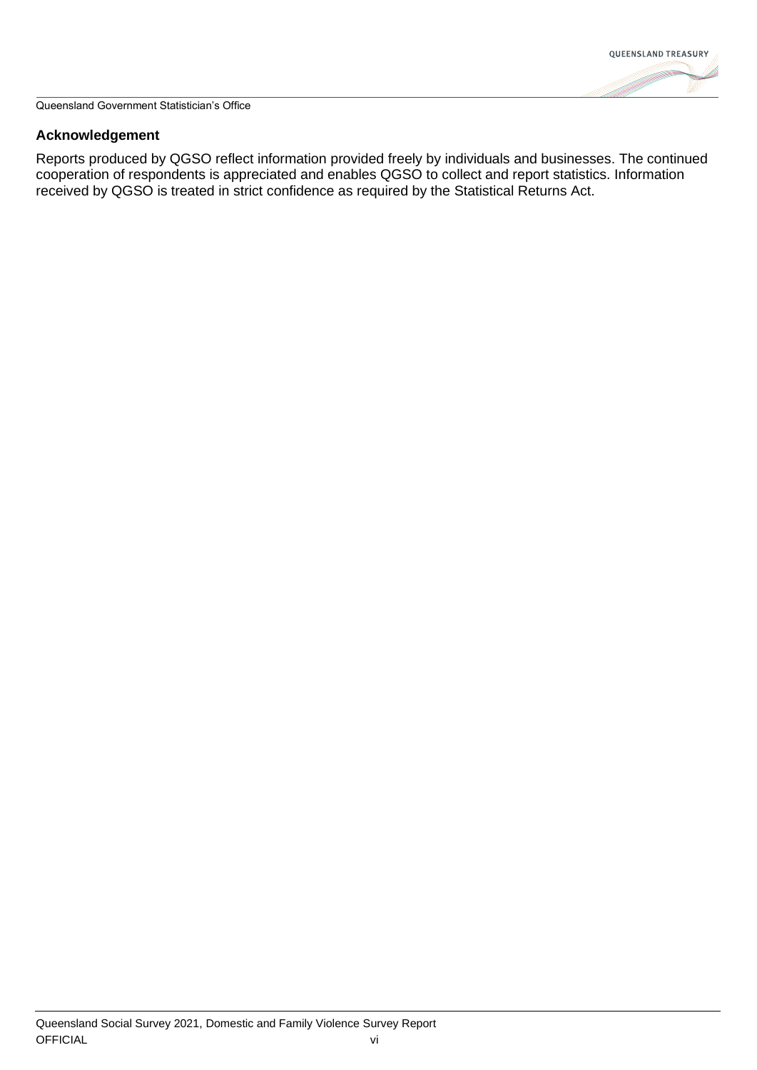## Acknowledgement

Reports produced by QGSO reflect information provided freely by individuals and businesses. The continued cooperation of respondents is appreciated and enables QGSO to collect and report statistics. Information received by QGSO is treated in strict confidence as required by the Statistical Returns Act.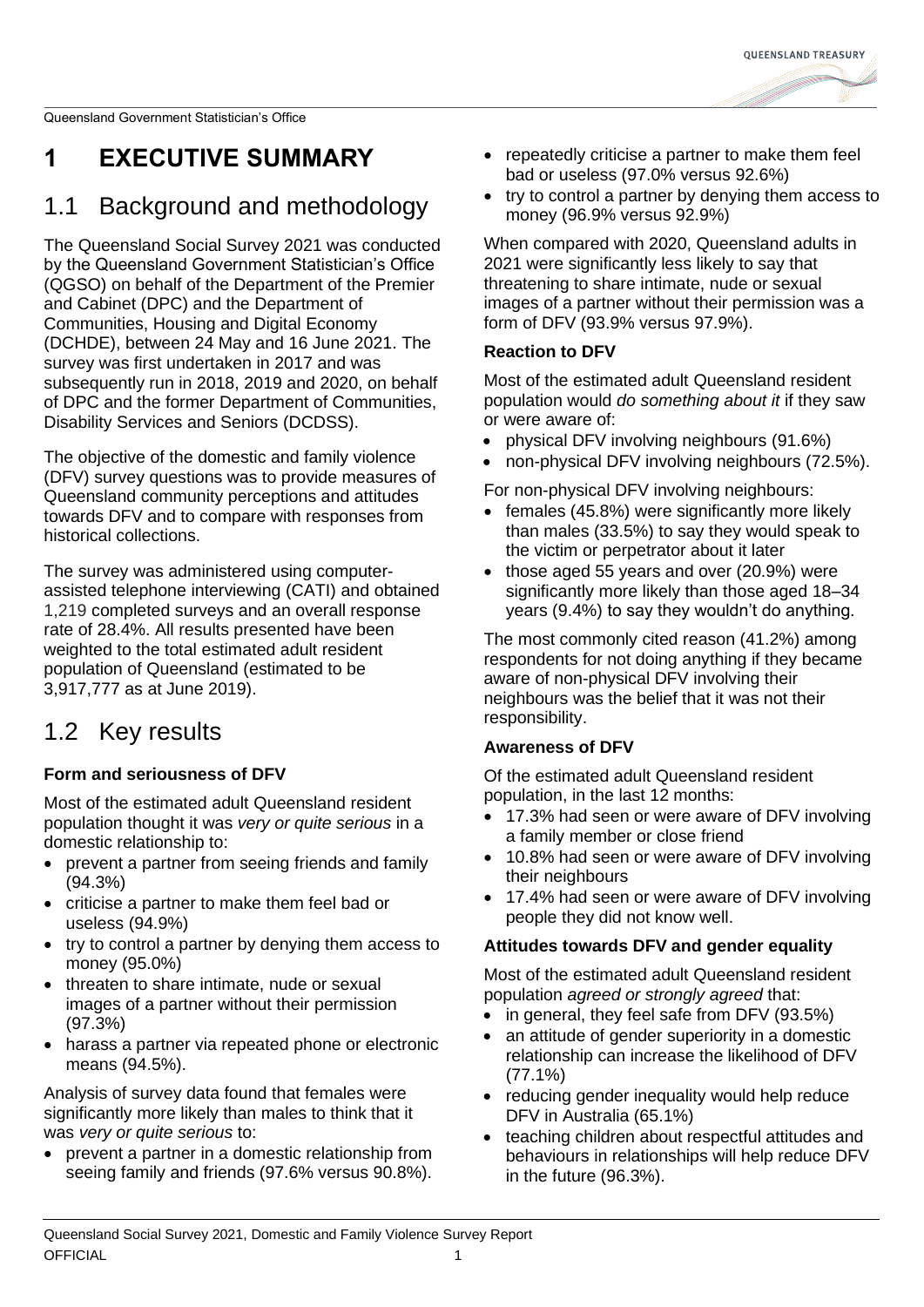# 1 EXECUTIVE SUMMARY

## 1.1 Background and methodology

The Queensland Social Survey 2021 was conducted by the Queensland Government Statistician's Office (QGSO) on behalf of the Department of the Premier and Cabinet (DPC) and the Department of Communities, Housing and Digital Economy (DCHDE), between 24 May and 16 June 2021. The survey was first undertaken in 2017 and was subsequently run in 2018, 2019 and 2020, on behalf of DPC and the former Department of Communities, Disability Services and Seniors (DCDSS).

The objective of the domestic and family violence (DFV) survey questions was to provide measures of Queensland community perceptions and attitudes towards DFV and to compare with responses from historical collections.

The survey was administered using computer-assisted telephone interviewing (CATI) and obtained 1,219 completed surveys and an overall response rate of 28.4%. All results presented have been weighted to the total estimated adult resident population of Queensland (estimated to be 3,917,777 as at June 2019).

## 1.2 Key results

### Form and seriousness of DFV

Most of the estimated adult Queensland resident population thought it was *very or quite serious* in a domestic relationship to:

- prevent a partner from seeing friends and family (94.3%)
- criticise a partner to make them feel bad or useless (94.9%)
- try to control a partner by denying them access to money (95.0%)
- threaten to share intimate, nude or sexual images of a partner without their permission (97.3%)
- harass a partner via repeated phone or electronic means (94.5%).

Analysis of survey data found that females were significantly more likely than males to think that it was *very or quite serious* to:

- prevent a partner in a domestic relationship from seeing family and friends (97.6% versus 90.8%).
- repeatedly criticise a partner to make them feel bad or useless (97.0% versus 92.6%)
- try to control a partner by denying them access to money (96.9% versus 92.9%)

When compared with 2020, Queensland adults in 2021 were significantly less likely to say that threatening to share intimate, nude or sexual images of a partner without their permission was a form of DFV (93.9% versus 97.9%).

### Reaction to DFV

Most of the estimated adult Queensland resident population would *do something about it* if they saw or were aware of:

- physical DFV involving neighbours (91.6%)
- non-physical DFV involving neighbours (72.5%).

For non-physical DFV involving neighbours:

- females (45.8%) were significantly more likely than males (33.5%) to say they would speak to the victim or perpetrator about it later
- those aged 55 years and over (20.9%) were significantly more likely than those aged 18–34 years (9.4%) to say they wouldn't do anything.

The most commonly cited reason (41.2%) among respondents for not doing anything if they became aware of non-physical DFV involving their neighbours was the belief that it was not their responsibility.

### Awareness of DFV

Of the estimated adult Queensland resident population, in the last 12 months:

- 17.3% had seen or were aware of DFV involving a family member or close friend
- 10.8% had seen or were aware of DFV involving their neighbours
- 17.4% had seen or were aware of DFV involving people they did not know well.

### Attitudes towards DFV and gender equality

Most of the estimated adult Queensland resident population *agreed or strongly agreed* that:

- in general, they feel safe from DFV (93.5%)
- an attitude of gender superiority in a domestic relationship can increase the likelihood of DFV (77.1%)
- reducing gender inequality would help reduce DFV in Australia (65.1%)
- teaching children about respectful attitudes and behaviours in relationships will help reduce DFV in the future (96.3%).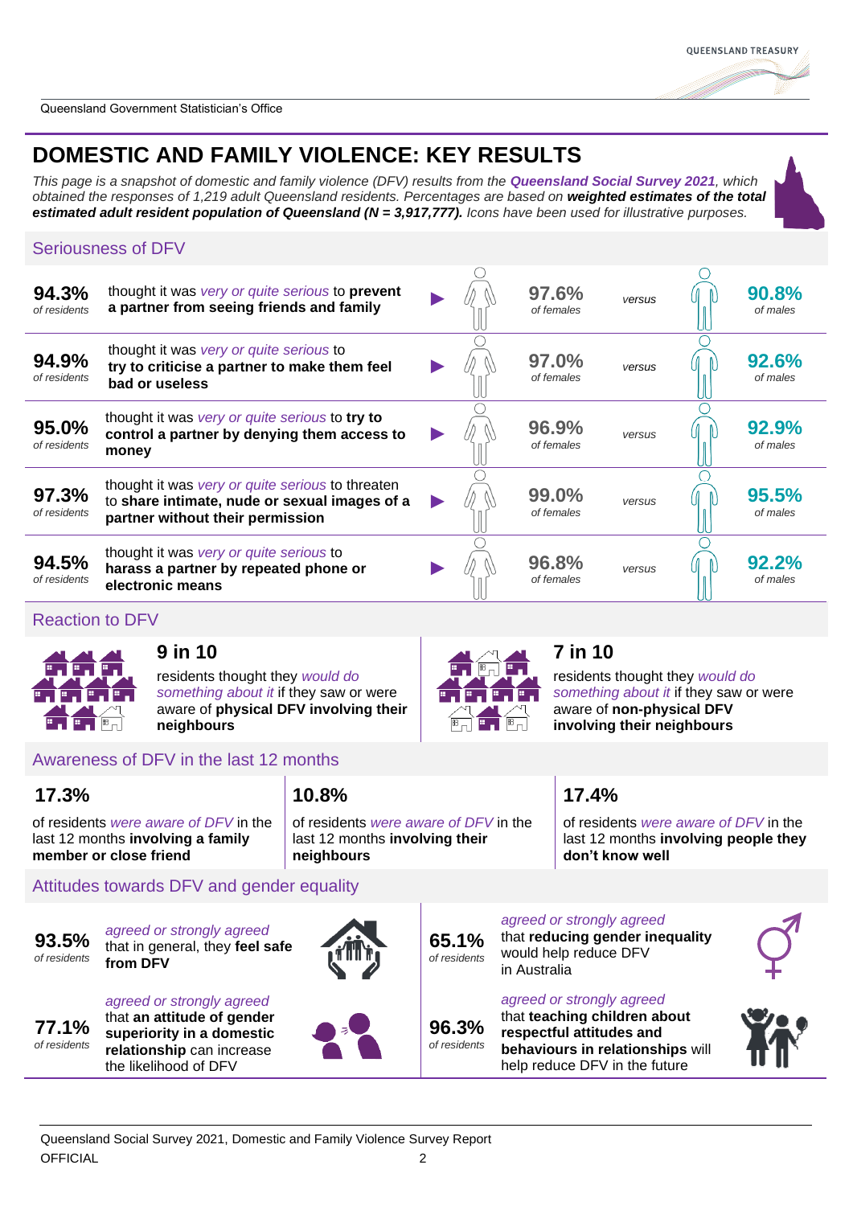# DOMESTIC AND FAMILY VIOLENCE: KEY RESULTS

*This page is a snapshot of domestic and family violence (DFV) results from the* ***Queensland Social Survey 2021****, which obtained the responses of 1,219 adult Queensland residents. Percentages are based on* ***weighted estimates of the total estimated adult resident population of Queensland (N = 3,917,777).*** *Icons have been used for illustrative purposes.*

## Seriousness of DFV

| Residents | | Females | Males |
|---|---|---|---|
| **94.3%** *of residents* | thought it was *very or quite serious* to **prevent a partner from seeing friends and family** | **97.6%** *of females* | *versus* **90.8%** *of males* |
| **94.9%** *of residents* | thought it was *very or quite serious* to **try to criticise a partner to make them feel bad or useless** | **97.0%** *of females* | *versus* **92.6%** *of males* |
| **95.0%** *of residents* | thought it was *very or quite serious* to **try to control a partner by denying them access to money** | **96.9%** *of females* | *versus* **92.9%** *of males* |
| **97.3%** *of residents* | thought it was *very or quite serious* to threaten to **share intimate, nude or sexual images of a partner without their permission** | **99.0%** *of females* | *versus* **95.5%** *of males* |
| **94.5%** *of residents* | thought it was *very or quite serious* to **harass a partner by repeated phone or electronic means** | **96.8%** *of females* | *versus* **92.2%** *of males* |

## Reaction to DFV

**9 in 10**

residents thought they *would do something about it* if they saw or were aware of **physical DFV involving their neighbours**

**7 in 10**

residents thought they *would do something about it* if they saw or were aware of **non-physical DFV involving their neighbours**

## Awareness of DFV in the last 12 months

**17.3%**

of residents *were aware of DFV* in the last 12 months **involving a family member or close friend**

**10.8%**

of residents *were aware of DFV* in the last 12 months **involving their neighbours**

**17.4%**

of residents *were aware of DFV* in the last 12 months **involving people they don't know well**

## Attitudes towards DFV and gender equality

**93.5%** *of residents* *agreed or strongly agreed* that in general, they **feel safe from DFV**

**77.1%** *of residents* *agreed or strongly agreed* that **an attitude of gender superiority in a domestic relationship** can increase the likelihood of DFV

**65.1%** *of residents* *agreed or strongly agreed* that **reducing gender inequality** would help reduce DFV in Australia

**96.3%** *of residents* *agreed or strongly agreed* that **teaching children about respectful attitudes and behaviours in relationships** will help reduce DFV in the future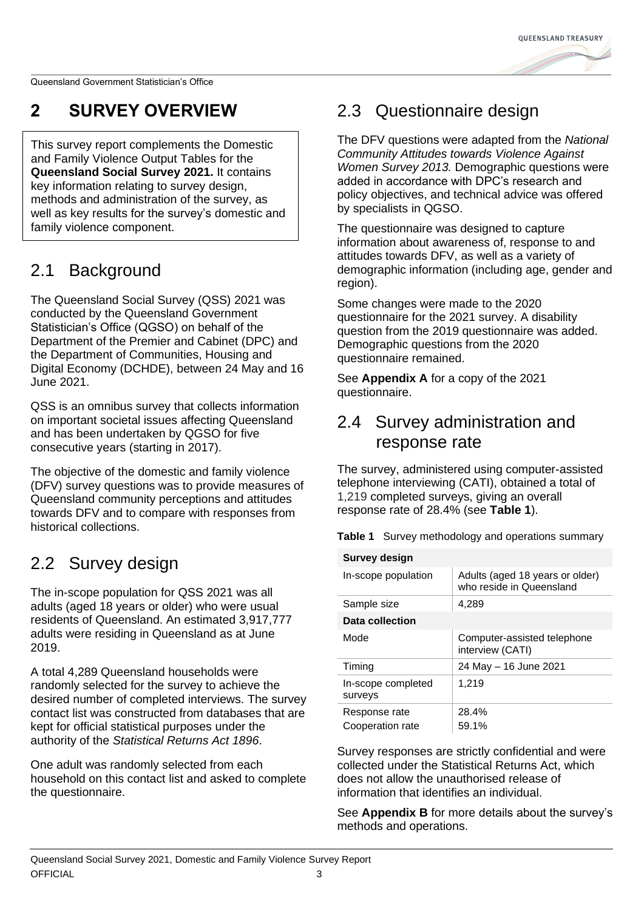# 2 SURVEY OVERVIEW

This survey report complements the Domestic and Family Violence Output Tables for the **Queensland Social Survey 2021.** It contains key information relating to survey design, methods and administration of the survey, as well as key results for the survey's domestic and family violence component.

## 2.1 Background

The Queensland Social Survey (QSS) 2021 was conducted by the Queensland Government Statistician's Office (QGSO) on behalf of the Department of the Premier and Cabinet (DPC) and the Department of Communities, Housing and Digital Economy (DCHDE), between 24 May and 16 June 2021.

QSS is an omnibus survey that collects information on important societal issues affecting Queensland and has been undertaken by QGSO for five consecutive years (starting in 2017).

The objective of the domestic and family violence (DFV) survey questions was to provide measures of Queensland community perceptions and attitudes towards DFV and to compare with responses from historical collections.

## 2.2 Survey design

The in-scope population for QSS 2021 was all adults (aged 18 years or older) who were usual residents of Queensland. An estimated 3,917,777 adults were residing in Queensland as at June 2019.

A total 4,289 Queensland households were randomly selected for the survey to achieve the desired number of completed interviews. The survey contact list was constructed from databases that are kept for official statistical purposes under the authority of the *Statistical Returns Act 1896*.

One adult was randomly selected from each household on this contact list and asked to complete the questionnaire.

## 2.3 Questionnaire design

The DFV questions were adapted from the *National Community Attitudes towards Violence Against Women Survey 2013.* Demographic questions were added in accordance with DPC's research and policy objectives, and technical advice was offered by specialists in QGSO.

The questionnaire was designed to capture information about awareness of, response to and attitudes towards DFV, as well as a variety of demographic information (including age, gender and region).

Some changes were made to the 2020 questionnaire for the 2021 survey. A disability question from the 2019 questionnaire was added. Demographic questions from the 2020 questionnaire remained.

See **Appendix A** for a copy of the 2021 questionnaire.

## 2.4 Survey administration and response rate

The survey, administered using computer-assisted telephone interviewing (CATI), obtained a total of 1,219 completed surveys, giving an overall response rate of 28.4% (see **Table 1**).

**Table 1** Survey methodology and operations summary

| **Survey design** | |
|---|---|
| In-scope population | Adults (aged 18 years or older) who reside in Queensland |
| Sample size | 4,289 |
| **Data collection** | |
| Mode | Computer-assisted telephone interview (CATI) |
| Timing | 24 May – 16 June 2021 |
| In-scope completed surveys | 1,219 |
| Response rate | 28.4% |
| Cooperation rate | 59.1% |

Survey responses are strictly confidential and were collected under the Statistical Returns Act, which does not allow the unauthorised release of information that identifies an individual.

See **Appendix B** for more details about the survey's methods and operations.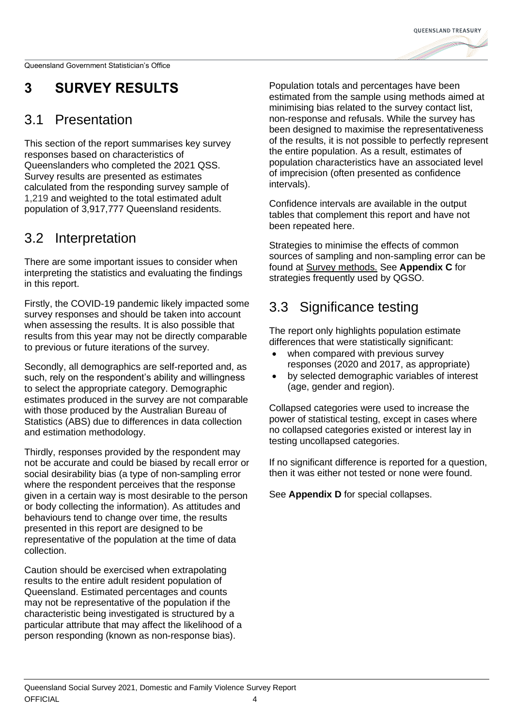# 3 SURVEY RESULTS

## 3.1 Presentation

This section of the report summarises key survey responses based on characteristics of Queenslanders who completed the 2021 QSS. Survey results are presented as estimates calculated from the responding survey sample of 1,219 and weighted to the total estimated adult population of 3,917,777 Queensland residents.

## 3.2 Interpretation

There are some important issues to consider when interpreting the statistics and evaluating the findings in this report.

Firstly, the COVID-19 pandemic likely impacted some survey responses and should be taken into account when assessing the results. It is also possible that results from this year may not be directly comparable to previous or future iterations of the survey.

Secondly, all demographics are self-reported and, as such, rely on the respondent's ability and willingness to select the appropriate category. Demographic estimates produced in the survey are not comparable with those produced by the Australian Bureau of Statistics (ABS) due to differences in data collection and estimation methodology.

Thirdly, responses provided by the respondent may not be accurate and could be biased by recall error or social desirability bias (a type of non-sampling error where the respondent perceives that the response given in a certain way is most desirable to the person or body collecting the information). As attitudes and behaviours tend to change over time, the results presented in this report are designed to be representative of the population at the time of data collection.

Caution should be exercised when extrapolating results to the entire adult resident population of Queensland. Estimated percentages and counts may not be representative of the population if the characteristic being investigated is structured by a particular attribute that may affect the likelihood of a person responding (known as non-response bias).

Population totals and percentages have been estimated from the sample using methods aimed at minimising bias related to the survey contact list, non-response and refusals. While the survey has been designed to maximise the representativeness of the results, it is not possible to perfectly represent the entire population. As a result, estimates of population characteristics have an associated level of imprecision (often presented as confidence intervals).

Confidence intervals are available in the output tables that complement this report and have not been repeated here.

Strategies to minimise the effects of common sources of sampling and non-sampling error can be found at Survey methods. See **Appendix C** for strategies frequently used by QGSO.

## 3.3 Significance testing

The report only highlights population estimate differences that were statistically significant:

- when compared with previous survey responses (2020 and 2017, as appropriate)
- by selected demographic variables of interest (age, gender and region).

Collapsed categories were used to increase the power of statistical testing, except in cases where no collapsed categories existed or interest lay in testing uncollapsed categories.

If no significant difference is reported for a question, then it was either not tested or none were found.

See **Appendix D** for special collapses.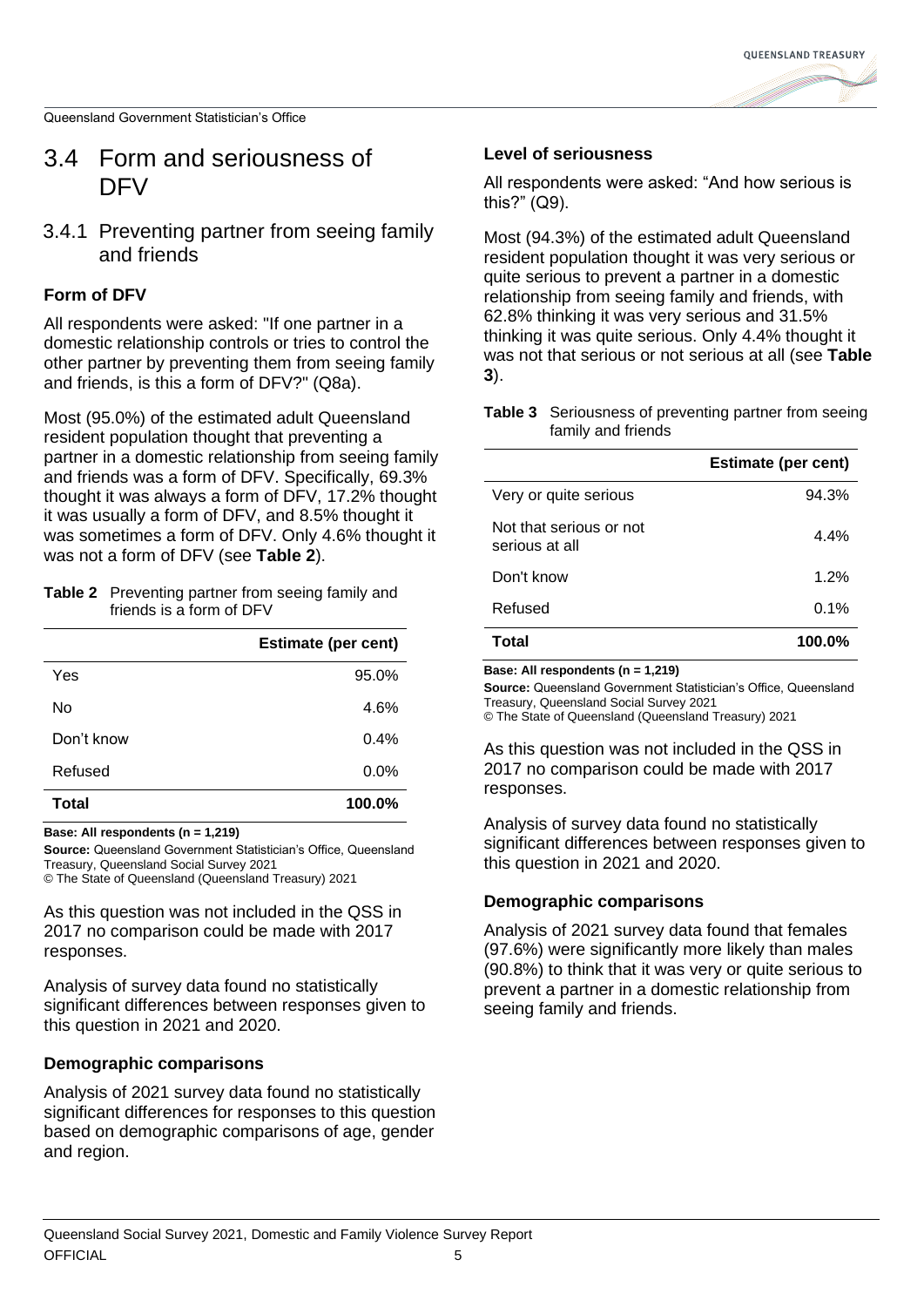## 3.4 Form and seriousness of DFV

### 3.4.1 Preventing partner from seeing family and friends

#### Form of DFV

All respondents were asked: "If one partner in a domestic relationship controls or tries to control the other partner by preventing them from seeing family and friends, is this a form of DFV?" (Q8a).

Most (95.0%) of the estimated adult Queensland resident population thought that preventing a partner in a domestic relationship from seeing family and friends was a form of DFV. Specifically, 69.3% thought it was always a form of DFV, 17.2% thought it was usually a form of DFV, and 8.5% thought it was sometimes a form of DFV. Only 4.6% thought it was not a form of DFV (see **Table 2**).

**Table 2** Preventing partner from seeing family and friends is a form of DFV

| | Estimate (per cent) |
|---|---|
| Yes | 95.0% |
| No | 4.6% |
| Don't know | 0.4% |
| Refused | 0.0% |
| **Total** | **100.0%** |

**Base: All respondents (n = 1,219)**

**Source:** Queensland Government Statistician's Office, Queensland Treasury, Queensland Social Survey 2021

© The State of Queensland (Queensland Treasury) 2021

As this question was not included in the QSS in 2017 no comparison could be made with 2017 responses.

Analysis of survey data found no statistically significant differences between responses given to this question in 2021 and 2020.

#### Demographic comparisons

Analysis of 2021 survey data found no statistically significant differences for responses to this question based on demographic comparisons of age, gender and region.

#### Level of seriousness

All respondents were asked: "And how serious is this?" (Q9).

Most (94.3%) of the estimated adult Queensland resident population thought it was very serious or quite serious to prevent a partner in a domestic relationship from seeing family and friends, with 62.8% thinking it was very serious and 31.5% thinking it was quite serious. Only 4.4% thought it was not that serious or not serious at all (see **Table 3**).

**Table 3** Seriousness of preventing partner from seeing family and friends

| | Estimate (per cent) |
|---|---|
| Very or quite serious | 94.3% |
| Not that serious or not serious at all | 4.4% |
| Don't know | 1.2% |
| Refused | 0.1% |
| **Total** | **100.0%** |

**Base: All respondents (n = 1,219)**

**Source:** Queensland Government Statistician's Office, Queensland Treasury, Queensland Social Survey 2021

© The State of Queensland (Queensland Treasury) 2021

As this question was not included in the QSS in 2017 no comparison could be made with 2017 responses.

Analysis of survey data found no statistically significant differences between responses given to this question in 2021 and 2020.

#### Demographic comparisons

Analysis of 2021 survey data found that females (97.6%) were significantly more likely than males (90.8%) to think that it was very or quite serious to prevent a partner in a domestic relationship from seeing family and friends.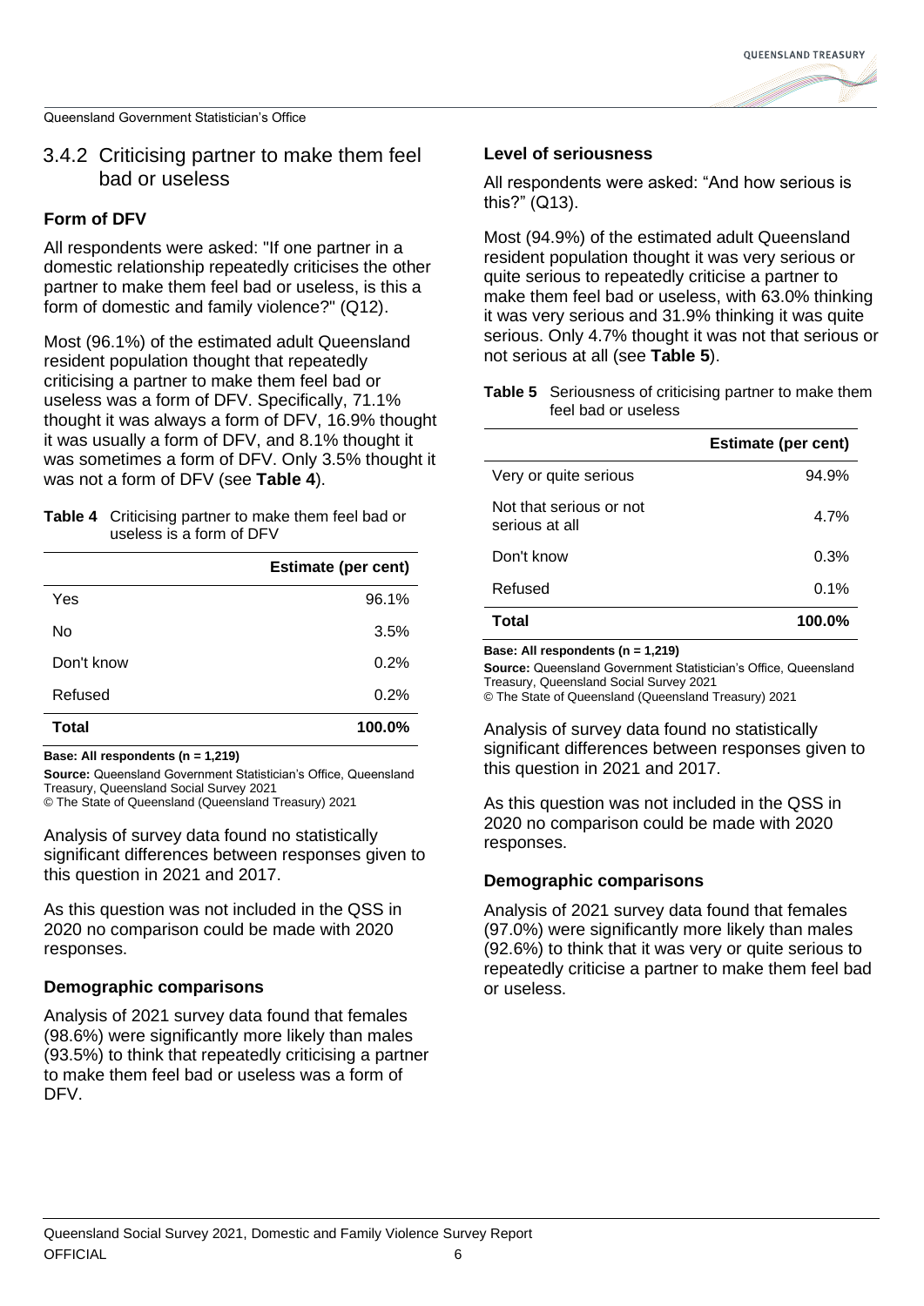### 3.4.2 Criticising partner to make them feel bad or useless

#### Form of DFV

All respondents were asked: "If one partner in a domestic relationship repeatedly criticises the other partner to make them feel bad or useless, is this a form of domestic and family violence?" (Q12).

Most (96.1%) of the estimated adult Queensland resident population thought that repeatedly criticising a partner to make them feel bad or useless was a form of DFV. Specifically, 71.1% thought it was always a form of DFV, 16.9% thought it was usually a form of DFV, and 8.1% thought it was sometimes a form of DFV. Only 3.5% thought it was not a form of DFV (see **Table 4**).

**Table 4** Criticising partner to make them feel bad or useless is a form of DFV

| | Estimate (per cent) |
|---|---|
| Yes | 96.1% |
| No | 3.5% |
| Don't know | 0.2% |
| Refused | 0.2% |
| **Total** | **100.0%** |

**Base: All respondents (n = 1,219)**

**Source:** Queensland Government Statistician's Office, Queensland Treasury, Queensland Social Survey 2021

© The State of Queensland (Queensland Treasury) 2021

Analysis of survey data found no statistically significant differences between responses given to this question in 2021 and 2017.

As this question was not included in the QSS in 2020 no comparison could be made with 2020 responses.

#### Demographic comparisons

Analysis of 2021 survey data found that females (98.6%) were significantly more likely than males (93.5%) to think that repeatedly criticising a partner to make them feel bad or useless was a form of DFV.

#### Level of seriousness

All respondents were asked: "And how serious is this?" (Q13).

Most (94.9%) of the estimated adult Queensland resident population thought it was very serious or quite serious to repeatedly criticise a partner to make them feel bad or useless, with 63.0% thinking it was very serious and 31.9% thinking it was quite serious. Only 4.7% thought it was not that serious or not serious at all (see **Table 5**).

**Table 5** Seriousness of criticising partner to make them feel bad or useless

| | Estimate (per cent) |
|---|---|
| Very or quite serious | 94.9% |
| Not that serious or not serious at all | 4.7% |
| Don't know | 0.3% |
| Refused | 0.1% |
| **Total** | **100.0%** |

**Base: All respondents (n = 1,219)**

**Source:** Queensland Government Statistician's Office, Queensland Treasury, Queensland Social Survey 2021

© The State of Queensland (Queensland Treasury) 2021

Analysis of survey data found no statistically significant differences between responses given to this question in 2021 and 2017.

As this question was not included in the QSS in 2020 no comparison could be made with 2020 responses.

#### Demographic comparisons

Analysis of 2021 survey data found that females (97.0%) were significantly more likely than males (92.6%) to think that it was very or quite serious to repeatedly criticise a partner to make them feel bad or useless.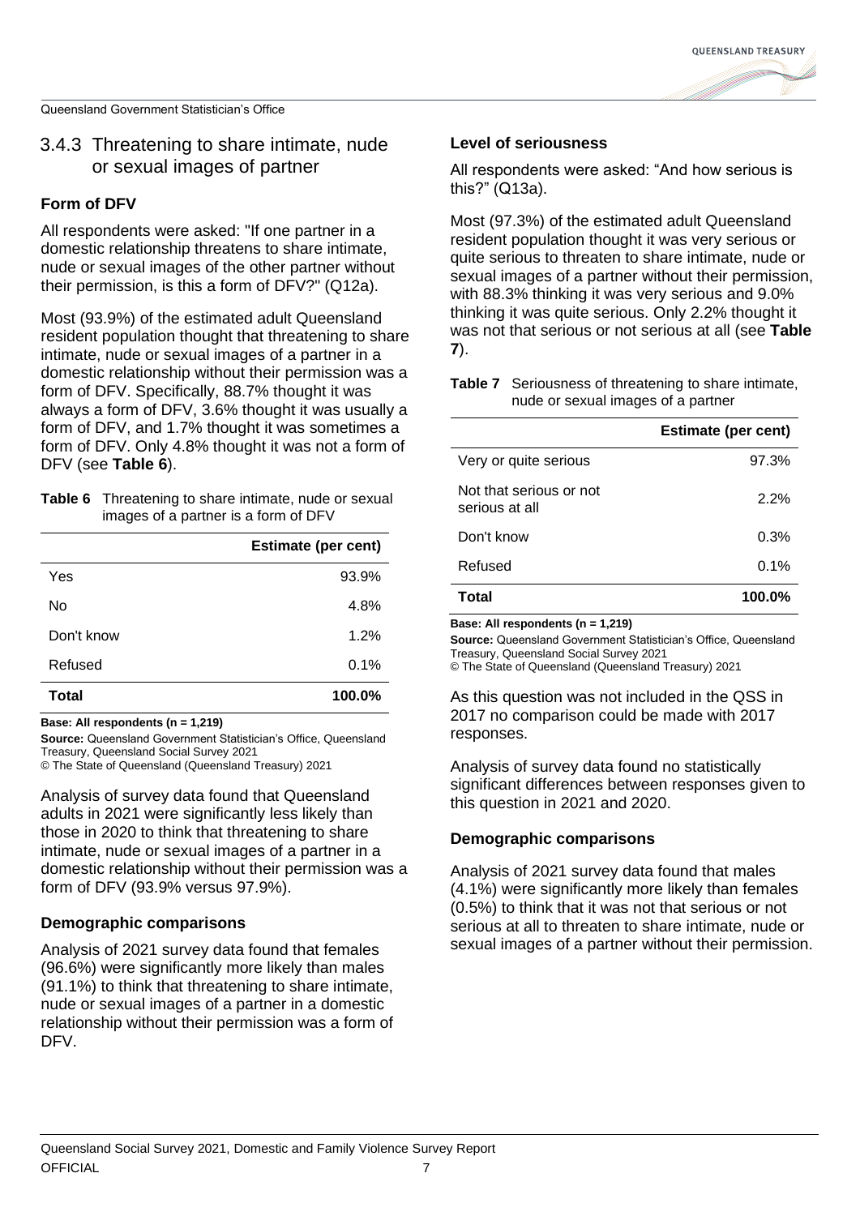### 3.4.3 Threatening to share intimate, nude or sexual images of partner

#### Form of DFV

All respondents were asked: "If one partner in a domestic relationship threatens to share intimate, nude or sexual images of the other partner without their permission, is this a form of DFV?" (Q12a).

Most (93.9%) of the estimated adult Queensland resident population thought that threatening to share intimate, nude or sexual images of a partner in a domestic relationship without their permission was a form of DFV. Specifically, 88.7% thought it was always a form of DFV, 3.6% thought it was usually a form of DFV, and 1.7% thought it was sometimes a form of DFV. Only 4.8% thought it was not a form of DFV (see **Table 6**).

**Table 6** Threatening to share intimate, nude or sexual images of a partner is a form of DFV

| | Estimate (per cent) |
|---|---|
| Yes | 93.9% |
| No | 4.8% |
| Don't know | 1.2% |
| Refused | 0.1% |
| **Total** | **100.0%** |

**Base: All respondents (n = 1,219)**

**Source:** Queensland Government Statistician's Office, Queensland Treasury, Queensland Social Survey 2021

© The State of Queensland (Queensland Treasury) 2021

Analysis of survey data found that Queensland adults in 2021 were significantly less likely than those in 2020 to think that threatening to share intimate, nude or sexual images of a partner in a domestic relationship without their permission was a form of DFV (93.9% versus 97.9%).

#### Demographic comparisons

Analysis of 2021 survey data found that females (96.6%) were significantly more likely than males (91.1%) to think that threatening to share intimate, nude or sexual images of a partner in a domestic relationship without their permission was a form of DFV.

#### Level of seriousness

All respondents were asked: "And how serious is this?" (Q13a).

Most (97.3%) of the estimated adult Queensland resident population thought it was very serious or quite serious to threaten to share intimate, nude or sexual images of a partner without their permission, with 88.3% thinking it was very serious and 9.0% thinking it was quite serious. Only 2.2% thought it was not that serious or not serious at all (see **Table 7**).

**Table 7** Seriousness of threatening to share intimate, nude or sexual images of a partner

| | Estimate (per cent) |
|---|---|
| Very or quite serious | 97.3% |
| Not that serious or not serious at all | 2.2% |
| Don't know | 0.3% |
| Refused | 0.1% |
| **Total** | **100.0%** |

**Base: All respondents (n = 1,219)**

**Source:** Queensland Government Statistician's Office, Queensland Treasury, Queensland Social Survey 2021

© The State of Queensland (Queensland Treasury) 2021

As this question was not included in the QSS in 2017 no comparison could be made with 2017 responses.

Analysis of survey data found no statistically significant differences between responses given to this question in 2021 and 2020.

#### Demographic comparisons

Analysis of 2021 survey data found that males (4.1%) were significantly more likely than females (0.5%) to think that it was not that serious or not serious at all to threaten to share intimate, nude or sexual images of a partner without their permission.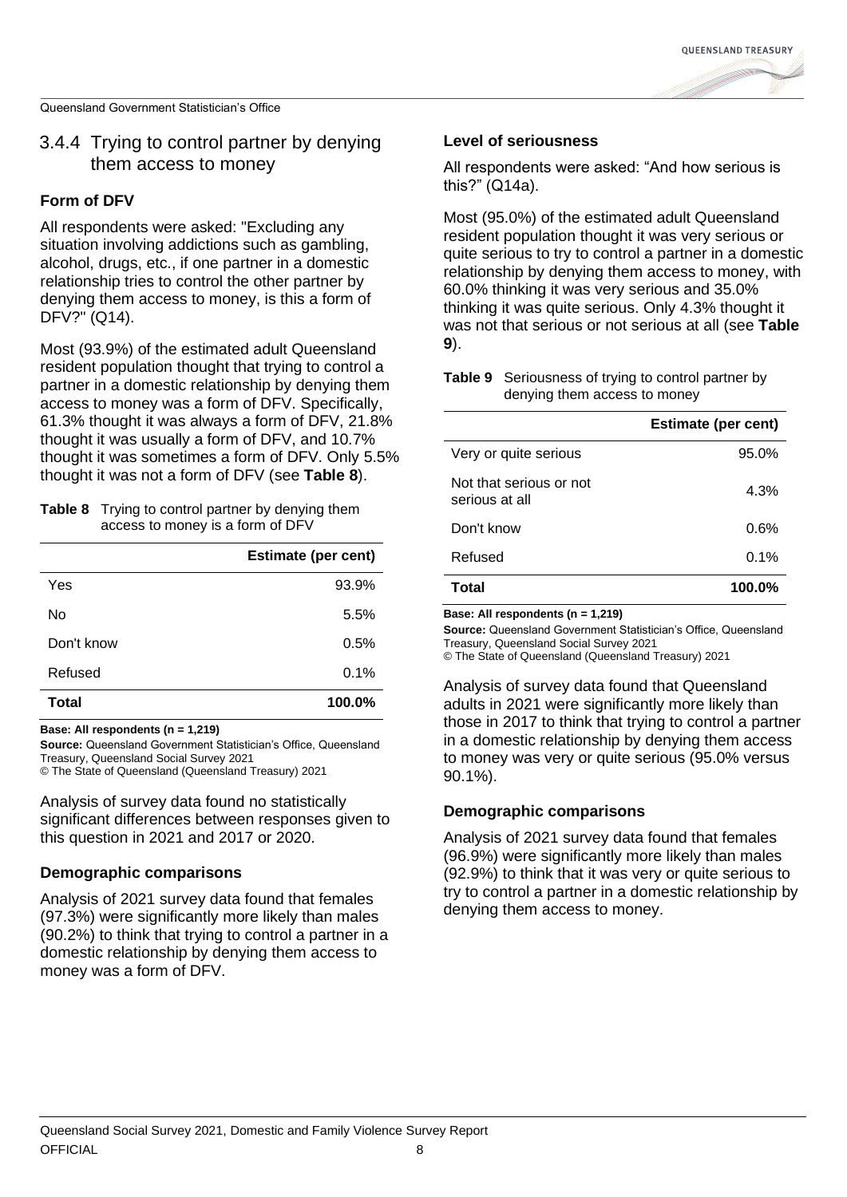### 3.4.4 Trying to control partner by denying them access to money

#### Form of DFV

All respondents were asked: "Excluding any situation involving addictions such as gambling, alcohol, drugs, etc., if one partner in a domestic relationship tries to control the other partner by denying them access to money, is this a form of DFV?" (Q14).

Most (93.9%) of the estimated adult Queensland resident population thought that trying to control a partner in a domestic relationship by denying them access to money was a form of DFV. Specifically, 61.3% thought it was always a form of DFV, 21.8% thought it was usually a form of DFV, and 10.7% thought it was sometimes a form of DFV. Only 5.5% thought it was not a form of DFV (see **Table 8**).

**Table 8** Trying to control partner by denying them access to money is a form of DFV

| | Estimate (per cent) |
|---|---|
| Yes | 93.9% |
| No | 5.5% |
| Don't know | 0.5% |
| Refused | 0.1% |
| **Total** | **100.0%** |

**Base: All respondents (n = 1,219)**
**Source:** Queensland Government Statistician's Office, Queensland Treasury, Queensland Social Survey 2021
© The State of Queensland (Queensland Treasury) 2021

Analysis of survey data found no statistically significant differences between responses given to this question in 2021 and 2017 or 2020.

#### Demographic comparisons

Analysis of 2021 survey data found that females (97.3%) were significantly more likely than males (90.2%) to think that trying to control a partner in a domestic relationship by denying them access to money was a form of DFV.

#### Level of seriousness

All respondents were asked: "And how serious is this?" (Q14a).

Most (95.0%) of the estimated adult Queensland resident population thought it was very serious or quite serious to try to control a partner in a domestic relationship by denying them access to money, with 60.0% thinking it was very serious and 35.0% thinking it was quite serious. Only 4.3% thought it was not that serious or not serious at all (see **Table 9**).

**Table 9** Seriousness of trying to control partner by denying them access to money

| | Estimate (per cent) |
|---|---|
| Very or quite serious | 95.0% |
| Not that serious or not serious at all | 4.3% |
| Don't know | 0.6% |
| Refused | 0.1% |
| **Total** | **100.0%** |

**Base: All respondents (n = 1,219)**
**Source:** Queensland Government Statistician's Office, Queensland Treasury, Queensland Social Survey 2021
© The State of Queensland (Queensland Treasury) 2021

Analysis of survey data found that Queensland adults in 2021 were significantly more likely than those in 2017 to think that trying to control a partner in a domestic relationship by denying them access to money was very or quite serious (95.0% versus 90.1%).

#### Demographic comparisons

Analysis of 2021 survey data found that females (96.9%) were significantly more likely than males (92.9%) to think that it was very or quite serious to try to control a partner in a domestic relationship by denying them access to money.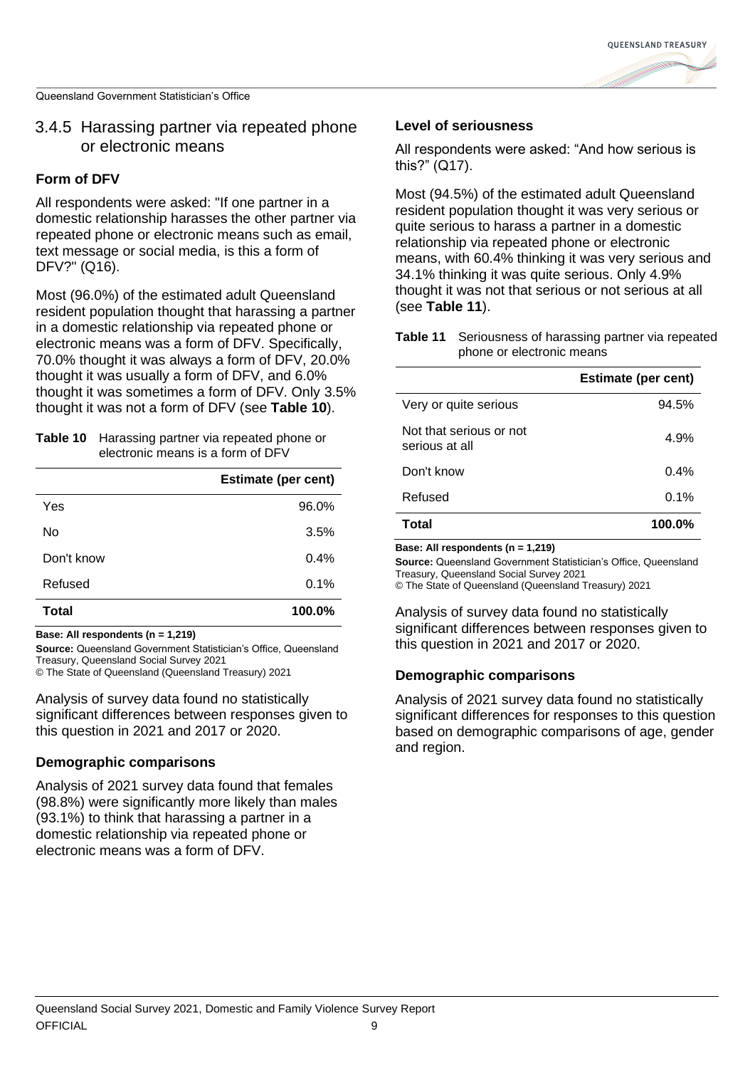### 3.4.5 Harassing partner via repeated phone or electronic means

#### Form of DFV

All respondents were asked: "If one partner in a domestic relationship harasses the other partner via repeated phone or electronic means such as email, text message or social media, is this a form of DFV?" (Q16).

Most (96.0%) of the estimated adult Queensland resident population thought that harassing a partner in a domestic relationship via repeated phone or electronic means was a form of DFV. Specifically, 70.0% thought it was always a form of DFV, 20.0% thought it was usually a form of DFV, and 6.0% thought it was sometimes a form of DFV. Only 3.5% thought it was not a form of DFV (see **Table 10**).

**Table 10** Harassing partner via repeated phone or electronic means is a form of DFV

| | Estimate (per cent) |
|---|---|
| Yes | 96.0% |
| No | 3.5% |
| Don't know | 0.4% |
| Refused | 0.1% |
| **Total** | **100.0%** |

**Base: All respondents (n = 1,219)**

**Source:** Queensland Government Statistician's Office, Queensland Treasury, Queensland Social Survey 2021

© The State of Queensland (Queensland Treasury) 2021

Analysis of survey data found no statistically significant differences between responses given to this question in 2021 and 2017 or 2020.

#### Demographic comparisons

Analysis of 2021 survey data found that females (98.8%) were significantly more likely than males (93.1%) to think that harassing a partner in a domestic relationship via repeated phone or electronic means was a form of DFV.

#### Level of seriousness

All respondents were asked: "And how serious is this?" (Q17).

Most (94.5%) of the estimated adult Queensland resident population thought it was very serious or quite serious to harass a partner in a domestic relationship via repeated phone or electronic means, with 60.4% thinking it was very serious and 34.1% thinking it was quite serious. Only 4.9% thought it was not that serious or not serious at all (see **Table 11**).

**Table 11** Seriousness of harassing partner via repeated phone or electronic means

| | Estimate (per cent) |
|---|---|
| Very or quite serious | 94.5% |
| Not that serious or not serious at all | 4.9% |
| Don't know | 0.4% |
| Refused | 0.1% |
| **Total** | **100.0%** |

**Base: All respondents (n = 1,219)**

**Source:** Queensland Government Statistician's Office, Queensland Treasury, Queensland Social Survey 2021

© The State of Queensland (Queensland Treasury) 2021

Analysis of survey data found no statistically significant differences between responses given to this question in 2021 and 2017 or 2020.

#### Demographic comparisons

Analysis of 2021 survey data found no statistically significant differences for responses to this question based on demographic comparisons of age, gender and region.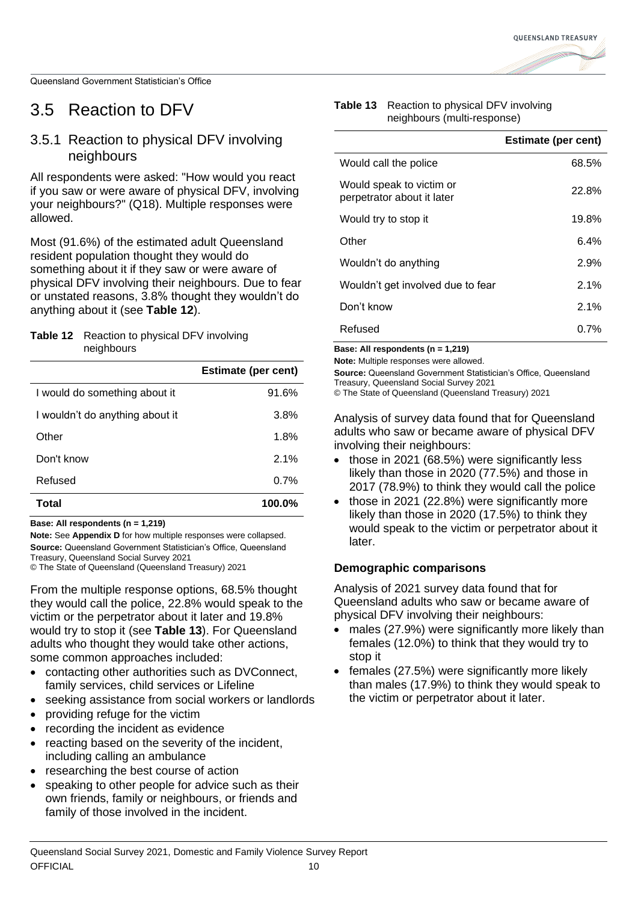## 3.5 Reaction to DFV

### 3.5.1 Reaction to physical DFV involving neighbours

All respondents were asked: "How would you react if you saw or were aware of physical DFV, involving your neighbours?" (Q18). Multiple responses were allowed.

Most (91.6%) of the estimated adult Queensland resident population thought they would do something about it if they saw or were aware of physical DFV involving their neighbours. Due to fear or unstated reasons, 3.8% thought they wouldn't do anything about it (see **Table 12**).

**Table 12** Reaction to physical DFV involving neighbours

| | Estimate (per cent) |
|---|---|
| I would do something about it | 91.6% |
| I wouldn't do anything about it | 3.8% |
| Other | 1.8% |
| Don't know | 2.1% |
| Refused | 0.7% |
| **Total** | **100.0%** |

**Base: All respondents (n = 1,219)**

**Note:** See **Appendix D** for how multiple responses were collapsed.

**Source:** Queensland Government Statistician's Office, Queensland Treasury, Queensland Social Survey 2021

© The State of Queensland (Queensland Treasury) 2021

From the multiple response options, 68.5% thought they would call the police, 22.8% would speak to the victim or the perpetrator about it later and 19.8% would try to stop it (see **Table 13**). For Queensland adults who thought they would take other actions, some common approaches included:

- contacting other authorities such as DVConnect, family services, child services or Lifeline
- seeking assistance from social workers or landlords
- providing refuge for the victim
- recording the incident as evidence
- reacting based on the severity of the incident, including calling an ambulance
- researching the best course of action
- speaking to other people for advice such as their own friends, family or neighbours, or friends and family of those involved in the incident.

**Table 13** Reaction to physical DFV involving neighbours (multi-response)

| | Estimate (per cent) |
|---|---|
| Would call the police | 68.5% |
| Would speak to victim or perpetrator about it later | 22.8% |
| Would try to stop it | 19.8% |
| Other | 6.4% |
| Wouldn't do anything | 2.9% |
| Wouldn't get involved due to fear | 2.1% |
| Don't know | 2.1% |
| Refused | 0.7% |

**Base: All respondents (n = 1,219)**

**Note:** Multiple responses were allowed.

**Source:** Queensland Government Statistician's Office, Queensland Treasury, Queensland Social Survey 2021

© The State of Queensland (Queensland Treasury) 2021

Analysis of survey data found that for Queensland adults who saw or became aware of physical DFV involving their neighbours:

- those in 2021 (68.5%) were significantly less likely than those in 2020 (77.5%) and those in 2017 (78.9%) to think they would call the police
- those in 2021 (22.8%) were significantly more likely than those in 2020 (17.5%) to think they would speak to the victim or perpetrator about it later.

#### Demographic comparisons

Analysis of 2021 survey data found that for Queensland adults who saw or became aware of physical DFV involving their neighbours:

- males (27.9%) were significantly more likely than females (12.0%) to think that they would try to stop it
- females (27.5%) were significantly more likely than males (17.9%) to think they would speak to the victim or perpetrator about it later.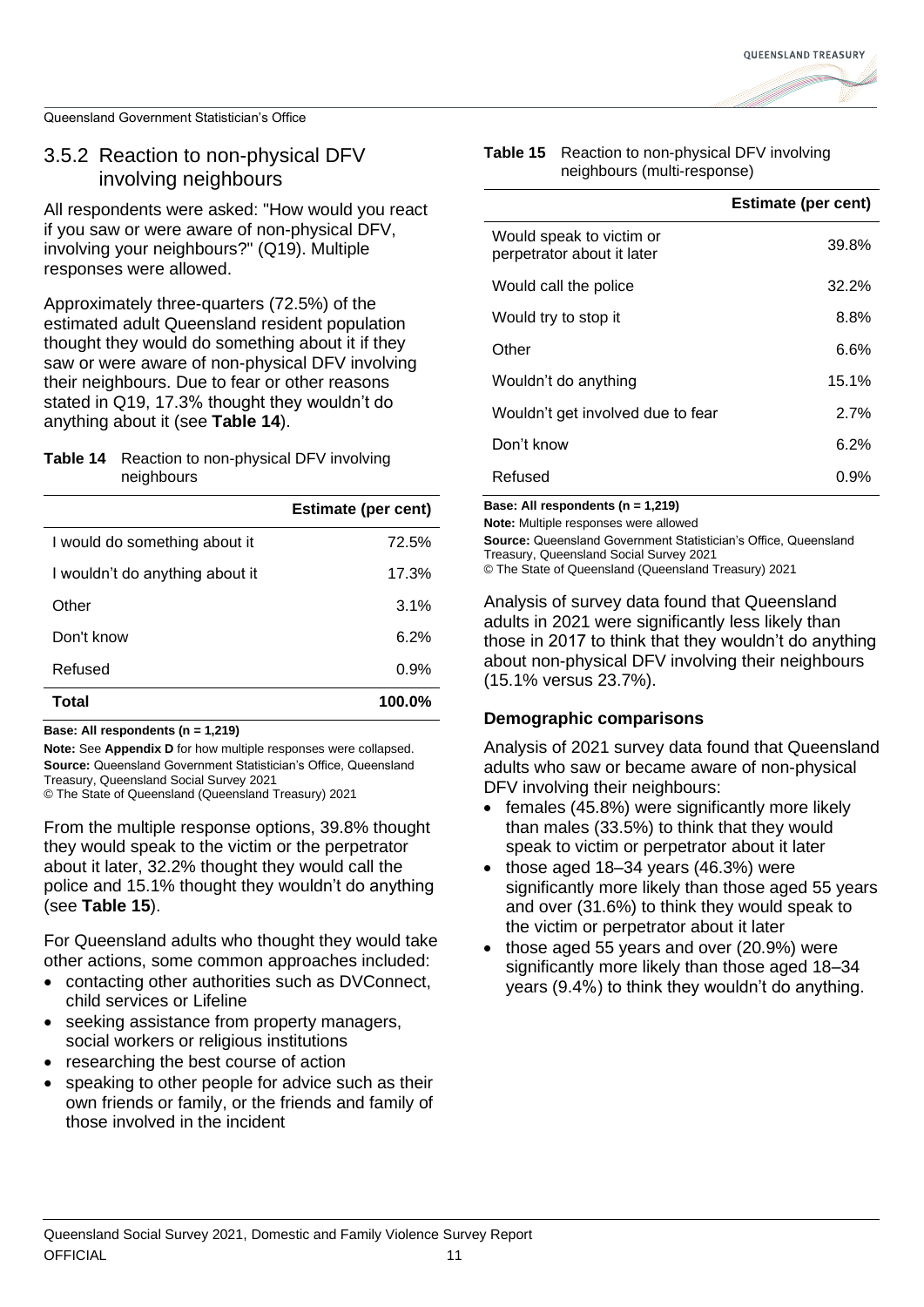### 3.5.2 Reaction to non-physical DFV involving neighbours

All respondents were asked: "How would you react if you saw or were aware of non-physical DFV, involving your neighbours?" (Q19). Multiple responses were allowed.

Approximately three-quarters (72.5%) of the estimated adult Queensland resident population thought they would do something about it if they saw or were aware of non-physical DFV involving their neighbours. Due to fear or other reasons stated in Q19, 17.3% thought they wouldn't do anything about it (see **Table 14**).

**Table 14** Reaction to non-physical DFV involving neighbours

| | Estimate (per cent) |
|---|---|
| I would do something about it | 72.5% |
| I wouldn't do anything about it | 17.3% |
| Other | 3.1% |
| Don't know | 6.2% |
| Refused | 0.9% |
| **Total** | **100.0%** |

**Base: All respondents (n = 1,219)**

**Note:** See **Appendix D** for how multiple responses were collapsed.
**Source:** Queensland Government Statistician's Office, Queensland Treasury, Queensland Social Survey 2021
© The State of Queensland (Queensland Treasury) 2021

From the multiple response options, 39.8% thought they would speak to the victim or the perpetrator about it later, 32.2% thought they would call the police and 15.1% thought they wouldn't do anything (see **Table 15**).

For Queensland adults who thought they would take other actions, some common approaches included:

- contacting other authorities such as DVConnect, child services or Lifeline
- seeking assistance from property managers, social workers or religious institutions
- researching the best course of action
- speaking to other people for advice such as their own friends or family, or the friends and family of those involved in the incident

**Table 15** Reaction to non-physical DFV involving neighbours (multi-response)

| | Estimate (per cent) |
|---|---|
| Would speak to victim or perpetrator about it later | 39.8% |
| Would call the police | 32.2% |
| Would try to stop it | 8.8% |
| Other | 6.6% |
| Wouldn't do anything | 15.1% |
| Wouldn't get involved due to fear | 2.7% |
| Don't know | 6.2% |
| Refused | 0.9% |

**Base: All respondents (n = 1,219)**

**Note:** Multiple responses were allowed
**Source:** Queensland Government Statistician's Office, Queensland Treasury, Queensland Social Survey 2021
© The State of Queensland (Queensland Treasury) 2021

Analysis of survey data found that Queensland adults in 2021 were significantly less likely than those in 2017 to think that they wouldn't do anything about non-physical DFV involving their neighbours (15.1% versus 23.7%).

#### Demographic comparisons

Analysis of 2021 survey data found that Queensland adults who saw or became aware of non-physical DFV involving their neighbours:

- females (45.8%) were significantly more likely than males (33.5%) to think that they would speak to victim or perpetrator about it later
- those aged 18–34 years (46.3%) were significantly more likely than those aged 55 years and over (31.6%) to think they would speak to the victim or perpetrator about it later
- those aged 55 years and over (20.9%) were significantly more likely than those aged 18–34 years (9.4%) to think they wouldn't do anything.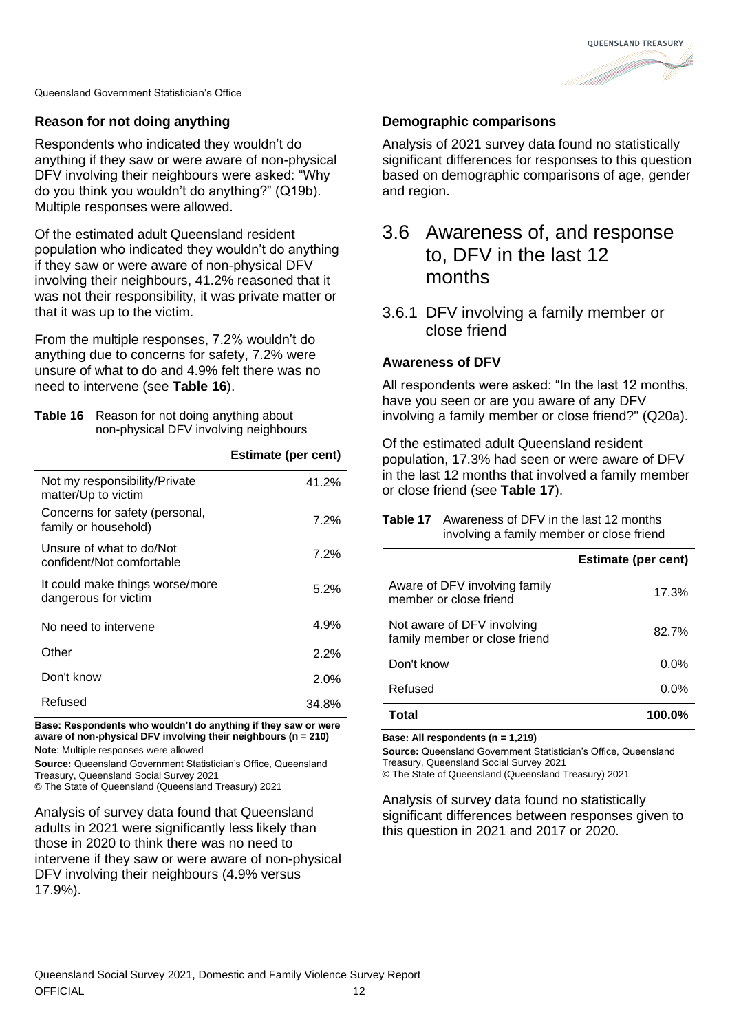### Reason for not doing anything

Respondents who indicated they wouldn't do anything if they saw or were aware of non-physical DFV involving their neighbours were asked: "Why do you think you wouldn't do anything?" (Q19b). Multiple responses were allowed.

Of the estimated adult Queensland resident population who indicated they wouldn't do anything if they saw or were aware of non-physical DFV involving their neighbours, 41.2% reasoned that it was not their responsibility, it was private matter or that it was up to the victim.

From the multiple responses, 7.2% wouldn't do anything due to concerns for safety, 7.2% were unsure of what to do and 4.9% felt there was no need to intervene (see **Table 16**).

**Table 16** Reason for not doing anything about non-physical DFV involving neighbours

| | Estimate (per cent) |
|---|---|
| Not my responsibility/Private matter/Up to victim | 41.2% |
| Concerns for safety (personal, family or household) | 7.2% |
| Unsure of what to do/Not confident/Not comfortable | 7.2% |
| It could make things worse/more dangerous for victim | 5.2% |
| No need to intervene | 4.9% |
| Other | 2.2% |
| Don't know | 2.0% |
| Refused | 34.8% |

**Base: Respondents who wouldn't do anything if they saw or were aware of non-physical DFV involving their neighbours (n = 210)**

**Note**: Multiple responses were allowed

**Source:** Queensland Government Statistician's Office, Queensland Treasury, Queensland Social Survey 2021

© The State of Queensland (Queensland Treasury) 2021

Analysis of survey data found that Queensland adults in 2021 were significantly less likely than those in 2020 to think there was no need to intervene if they saw or were aware of non-physical DFV involving their neighbours (4.9% versus 17.9%).

### Demographic comparisons

Analysis of 2021 survey data found no statistically significant differences for responses to this question based on demographic comparisons of age, gender and region.

## 3.6 Awareness of, and response to, DFV in the last 12 months

### 3.6.1 DFV involving a family member or close friend

#### Awareness of DFV

All respondents were asked: "In the last 12 months, have you seen or are you aware of any DFV involving a family member or close friend?" (Q20a).

Of the estimated adult Queensland resident population, 17.3% had seen or were aware of DFV in the last 12 months that involved a family member or close friend (see **Table 17**).

**Table 17** Awareness of DFV in the last 12 months involving a family member or close friend

| | Estimate (per cent) |
|---|---|
| Aware of DFV involving family member or close friend | 17.3% |
| Not aware of DFV involving family member or close friend | 82.7% |
| Don't know | 0.0% |
| Refused | 0.0% |
| **Total** | **100.0%** |

**Base: All respondents (n = 1,219)**

**Source:** Queensland Government Statistician's Office, Queensland Treasury, Queensland Social Survey 2021

© The State of Queensland (Queensland Treasury) 2021

Analysis of survey data found no statistically significant differences between responses given to this question in 2021 and 2017 or 2020.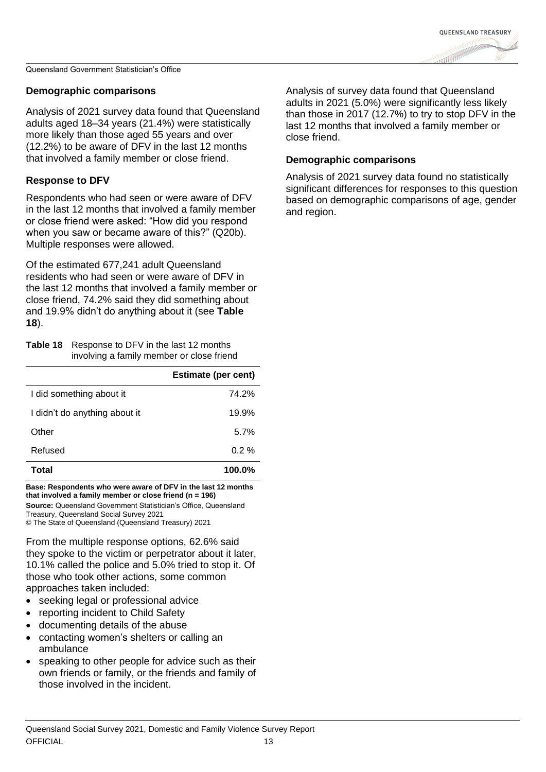### Demographic comparisons

Analysis of 2021 survey data found that Queensland adults aged 18–34 years (21.4%) were statistically more likely than those aged 55 years and over (12.2%) to be aware of DFV in the last 12 months that involved a family member or close friend.

### Response to DFV

Respondents who had seen or were aware of DFV in the last 12 months that involved a family member or close friend were asked: "How did you respond when you saw or became aware of this?" (Q20b). Multiple responses were allowed.

Of the estimated 677,241 adult Queensland residents who had seen or were aware of DFV in the last 12 months that involved a family member or close friend, 74.2% said they did something about and 19.9% didn't do anything about it (see **Table 18**).

**Table 18** Response to DFV in the last 12 months involving a family member or close friend

| | Estimate (per cent) |
|---|---|
| I did something about it | 74.2% |
| I didn't do anything about it | 19.9% |
| Other | 5.7% |
| Refused | 0.2 % |
| **Total** | **100.0%** |

**Base: Respondents who were aware of DFV in the last 12 months that involved a family member or close friend (n = 196)**
**Source:** Queensland Government Statistician's Office, Queensland Treasury, Queensland Social Survey 2021
© The State of Queensland (Queensland Treasury) 2021

From the multiple response options, 62.6% said they spoke to the victim or perpetrator about it later, 10.1% called the police and 5.0% tried to stop it. Of those who took other actions, some common approaches taken included:

- seeking legal or professional advice
- reporting incident to Child Safety
- documenting details of the abuse
- contacting women's shelters or calling an ambulance
- speaking to other people for advice such as their own friends or family, or the friends and family of those involved in the incident.

Analysis of survey data found that Queensland adults in 2021 (5.0%) were significantly less likely than those in 2017 (12.7%) to try to stop DFV in the last 12 months that involved a family member or close friend.

### Demographic comparisons

Analysis of 2021 survey data found no statistically significant differences for responses to this question based on demographic comparisons of age, gender and region.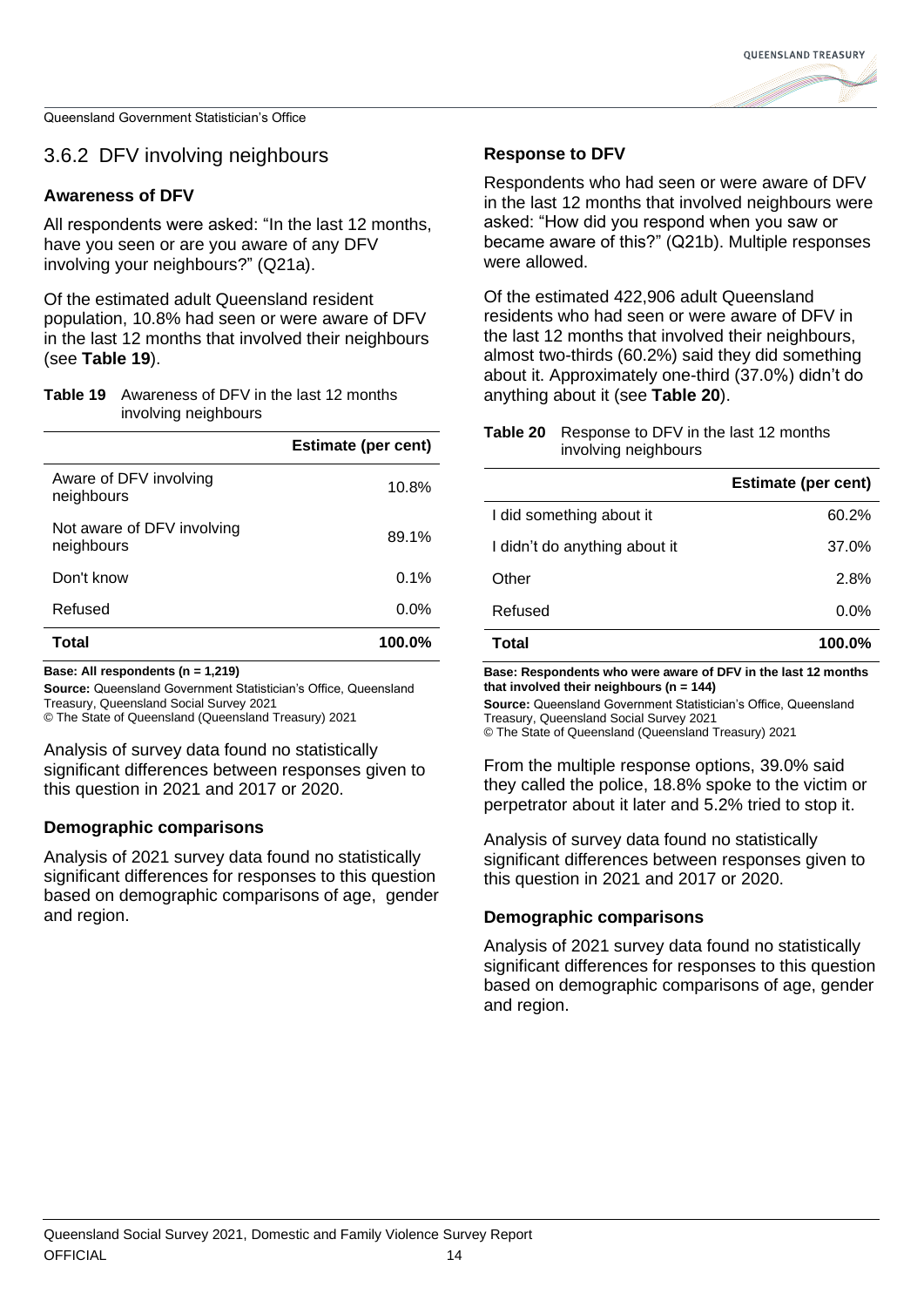## 3.6.2 DFV involving neighbours

### Awareness of DFV

All respondents were asked: "In the last 12 months, have you seen or are you aware of any DFV involving your neighbours?" (Q21a).

Of the estimated adult Queensland resident population, 10.8% had seen or were aware of DFV in the last 12 months that involved their neighbours (see **Table 19**).

**Table 19** Awareness of DFV in the last 12 months involving neighbours

| | Estimate (per cent) |
|---|---|
| Aware of DFV involving neighbours | 10.8% |
| Not aware of DFV involving neighbours | 89.1% |
| Don't know | 0.1% |
| Refused | 0.0% |
| **Total** | **100.0%** |

**Base: All respondents (n = 1,219)**

**Source:** Queensland Government Statistician's Office, Queensland Treasury, Queensland Social Survey 2021
© The State of Queensland (Queensland Treasury) 2021

Analysis of survey data found no statistically significant differences between responses given to this question in 2021 and 2017 or 2020.

### Demographic comparisons

Analysis of 2021 survey data found no statistically significant differences for responses to this question based on demographic comparisons of age, gender and region.

### Response to DFV

Respondents who had seen or were aware of DFV in the last 12 months that involved neighbours were asked: "How did you respond when you saw or became aware of this?" (Q21b). Multiple responses were allowed.

Of the estimated 422,906 adult Queensland residents who had seen or were aware of DFV in the last 12 months that involved their neighbours, almost two-thirds (60.2%) said they did something about it. Approximately one-third (37.0%) didn't do anything about it (see **Table 20**).

**Table 20** Response to DFV in the last 12 months involving neighbours

| | Estimate (per cent) |
|---|---|
| I did something about it | 60.2% |
| I didn't do anything about it | 37.0% |
| Other | 2.8% |
| Refused | 0.0% |
| **Total** | **100.0%** |

**Base: Respondents who were aware of DFV in the last 12 months that involved their neighbours (n = 144)**

**Source:** Queensland Government Statistician's Office, Queensland Treasury, Queensland Social Survey 2021
© The State of Queensland (Queensland Treasury) 2021

From the multiple response options, 39.0% said they called the police, 18.8% spoke to the victim or perpetrator about it later and 5.2% tried to stop it.

Analysis of survey data found no statistically significant differences between responses given to this question in 2021 and 2017 or 2020.

### Demographic comparisons

Analysis of 2021 survey data found no statistically significant differences for responses to this question based on demographic comparisons of age, gender and region.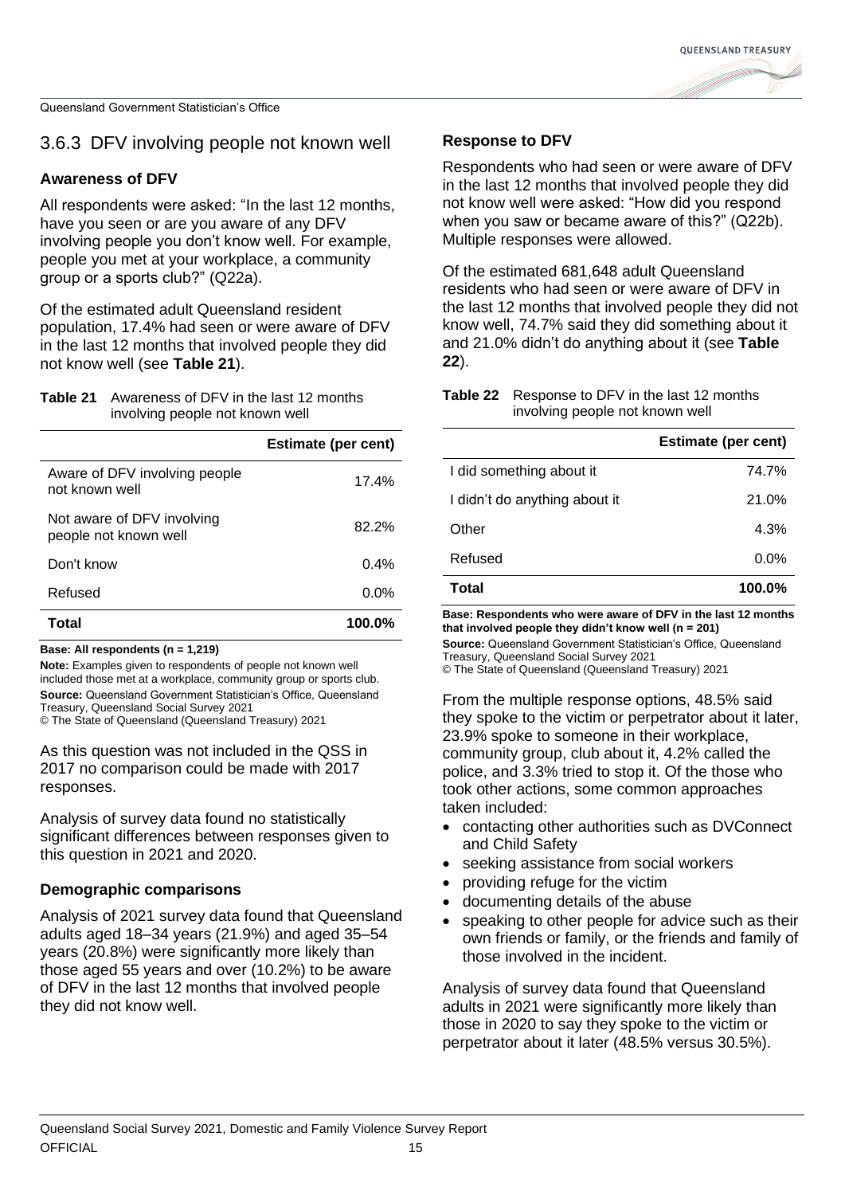## 3.6.3 DFV involving people not known well

### Awareness of DFV

All respondents were asked: "In the last 12 months, have you seen or are you aware of any DFV involving people you don't know well. For example, people you met at your workplace, a community group or a sports club?" (Q22a).

Of the estimated adult Queensland resident population, 17.4% had seen or were aware of DFV in the last 12 months that involved people they did not know well (see **Table 21**).

**Table 21** Awareness of DFV in the last 12 months involving people not known well

| | Estimate (per cent) |
|---|---|
| Aware of DFV involving people not known well | 17.4% |
| Not aware of DFV involving people not known well | 82.2% |
| Don't know | 0.4% |
| Refused | 0.0% |
| **Total** | **100.0%** |

**Base: All respondents (n = 1,219)**

**Note:** Examples given to respondents of people not known well included those met at a workplace, community group or sports club.

**Source:** Queensland Government Statistician's Office, Queensland Treasury, Queensland Social Survey 2021

© The State of Queensland (Queensland Treasury) 2021

As this question was not included in the QSS in 2017 no comparison could be made with 2017 responses.

Analysis of survey data found no statistically significant differences between responses given to this question in 2021 and 2020.

### Demographic comparisons

Analysis of 2021 survey data found that Queensland adults aged 18–34 years (21.9%) and aged 35–54 years (20.8%) were significantly more likely than those aged 55 years and over (10.2%) to be aware of DFV in the last 12 months that involved people they did not know well.

### Response to DFV

Respondents who had seen or were aware of DFV in the last 12 months that involved people they did not know well were asked: "How did you respond when you saw or became aware of this?" (Q22b). Multiple responses were allowed.

Of the estimated 681,648 adult Queensland residents who had seen or were aware of DFV in the last 12 months that involved people they did not know well, 74.7% said they did something about it and 21.0% didn't do anything about it (see **Table 22**).

**Table 22** Response to DFV in the last 12 months involving people not known well

| | Estimate (per cent) |
|---|---|
| I did something about it | 74.7% |
| I didn't do anything about it | 21.0% |
| Other | 4.3% |
| Refused | 0.0% |
| **Total** | **100.0%** |

**Base: Respondents who were aware of DFV in the last 12 months that involved people they didn't know well (n = 201)**

**Source:** Queensland Government Statistician's Office, Queensland Treasury, Queensland Social Survey 2021

© The State of Queensland (Queensland Treasury) 2021

From the multiple response options, 48.5% said they spoke to the victim or perpetrator about it later, 23.9% spoke to someone in their workplace, community group, club about it, 4.2% called the police, and 3.3% tried to stop it. Of the those who took other actions, some common approaches taken included:

- contacting other authorities such as DVConnect and Child Safety
- seeking assistance from social workers
- providing refuge for the victim
- documenting details of the abuse
- speaking to other people for advice such as their own friends or family, or the friends and family of those involved in the incident.

Analysis of survey data found that Queensland adults in 2021 were significantly more likely than those in 2020 to say they spoke to the victim or perpetrator about it later (48.5% versus 30.5%).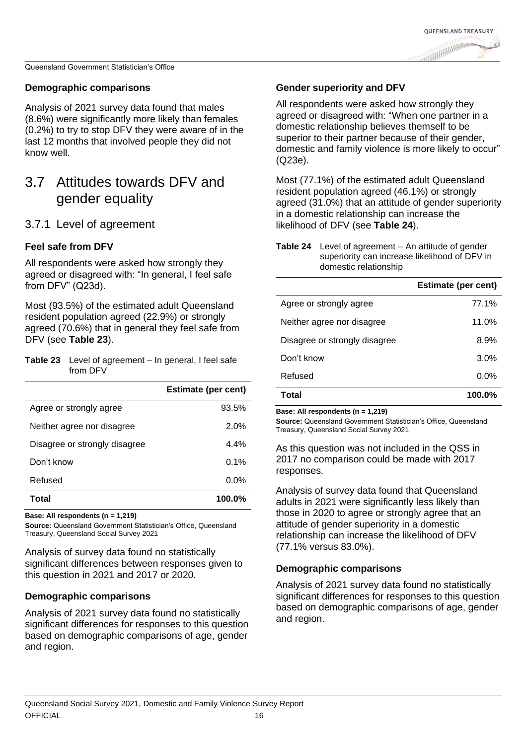### Demographic comparisons

Analysis of 2021 survey data found that males (8.6%) were significantly more likely than females (0.2%) to try to stop DFV they were aware of in the last 12 months that involved people they did not know well.

## 3.7 Attitudes towards DFV and gender equality

### 3.7.1 Level of agreement

#### Feel safe from DFV

All respondents were asked how strongly they agreed or disagreed with: "In general, I feel safe from DFV" (Q23d).

Most (93.5%) of the estimated adult Queensland resident population agreed (22.9%) or strongly agreed (70.6%) that in general they feel safe from DFV (see **Table 23**).

**Table 23** Level of agreement – In general, I feel safe from DFV

| | Estimate (per cent) |
|---|---|
| Agree or strongly agree | 93.5% |
| Neither agree nor disagree | 2.0% |
| Disagree or strongly disagree | 4.4% |
| Don't know | 0.1% |
| Refused | 0.0% |
| **Total** | **100.0%** |

**Base: All respondents (n = 1,219)**

**Source:** Queensland Government Statistician's Office, Queensland Treasury, Queensland Social Survey 2021

Analysis of survey data found no statistically significant differences between responses given to this question in 2021 and 2017 or 2020.

#### Demographic comparisons

Analysis of 2021 survey data found no statistically significant differences for responses to this question based on demographic comparisons of age, gender and region.

#### Gender superiority and DFV

All respondents were asked how strongly they agreed or disagreed with: "When one partner in a domestic relationship believes themself to be superior to their partner because of their gender, domestic and family violence is more likely to occur" (Q23e).

Most (77.1%) of the estimated adult Queensland resident population agreed (46.1%) or strongly agreed (31.0%) that an attitude of gender superiority in a domestic relationship can increase the likelihood of DFV (see **Table 24**).

**Table 24** Level of agreement – An attitude of gender superiority can increase likelihood of DFV in domestic relationship

| | Estimate (per cent) |
|---|---|
| Agree or strongly agree | 77.1% |
| Neither agree nor disagree | 11.0% |
| Disagree or strongly disagree | 8.9% |
| Don't know | 3.0% |
| Refused | 0.0% |
| **Total** | **100.0%** |

**Base: All respondents (n = 1,219)**

**Source:** Queensland Government Statistician's Office, Queensland Treasury, Queensland Social Survey 2021

As this question was not included in the QSS in 2017 no comparison could be made with 2017 responses.

Analysis of survey data found that Queensland adults in 2021 were significantly less likely than those in 2020 to agree or strongly agree that an attitude of gender superiority in a domestic relationship can increase the likelihood of DFV (77.1% versus 83.0%).

#### Demographic comparisons

Analysis of 2021 survey data found no statistically significant differences for responses to this question based on demographic comparisons of age, gender and region.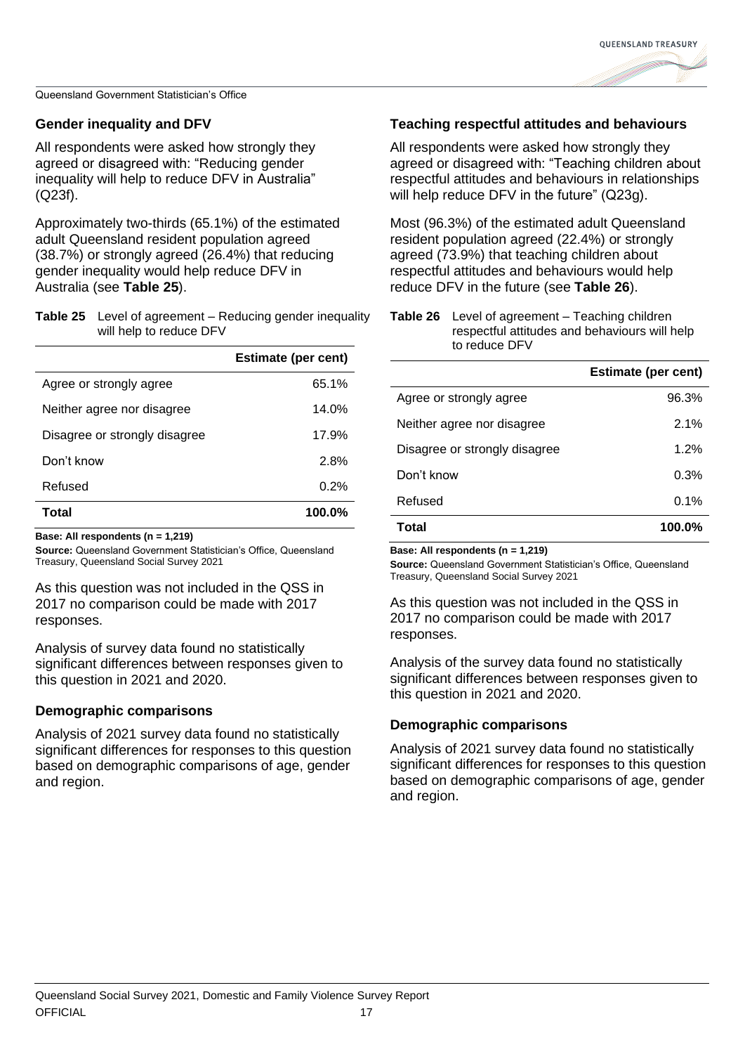### Gender inequality and DFV

All respondents were asked how strongly they agreed or disagreed with: "Reducing gender inequality will help to reduce DFV in Australia" (Q23f).

Approximately two-thirds (65.1%) of the estimated adult Queensland resident population agreed (38.7%) or strongly agreed (26.4%) that reducing gender inequality would help reduce DFV in Australia (see **Table 25**).

**Table 25** Level of agreement – Reducing gender inequality will help to reduce DFV

| | Estimate (per cent) |
|---|---|
| Agree or strongly agree | 65.1% |
| Neither agree nor disagree | 14.0% |
| Disagree or strongly disagree | 17.9% |
| Don't know | 2.8% |
| Refused | 0.2% |
| **Total** | **100.0%** |

**Base: All respondents (n = 1,219)**

**Source:** Queensland Government Statistician's Office, Queensland Treasury, Queensland Social Survey 2021

As this question was not included in the QSS in 2017 no comparison could be made with 2017 responses.

Analysis of survey data found no statistically significant differences between responses given to this question in 2021 and 2020.

### Demographic comparisons

Analysis of 2021 survey data found no statistically significant differences for responses to this question based on demographic comparisons of age, gender and region.

### Teaching respectful attitudes and behaviours

All respondents were asked how strongly they agreed or disagreed with: "Teaching children about respectful attitudes and behaviours in relationships will help reduce DFV in the future" (Q23g).

Most (96.3%) of the estimated adult Queensland resident population agreed (22.4%) or strongly agreed (73.9%) that teaching children about respectful attitudes and behaviours would help reduce DFV in the future (see **Table 26**).

**Table 26** Level of agreement – Teaching children respectful attitudes and behaviours will help to reduce DFV

| | Estimate (per cent) |
|---|---|
| Agree or strongly agree | 96.3% |
| Neither agree nor disagree | 2.1% |
| Disagree or strongly disagree | 1.2% |
| Don't know | 0.3% |
| Refused | 0.1% |
| **Total** | **100.0%** |

**Base: All respondents (n = 1,219)**

**Source:** Queensland Government Statistician's Office, Queensland Treasury, Queensland Social Survey 2021

As this question was not included in the QSS in 2017 no comparison could be made with 2017 responses.

Analysis of the survey data found no statistically significant differences between responses given to this question in 2021 and 2020.

### Demographic comparisons

Analysis of 2021 survey data found no statistically significant differences for responses to this question based on demographic comparisons of age, gender and region.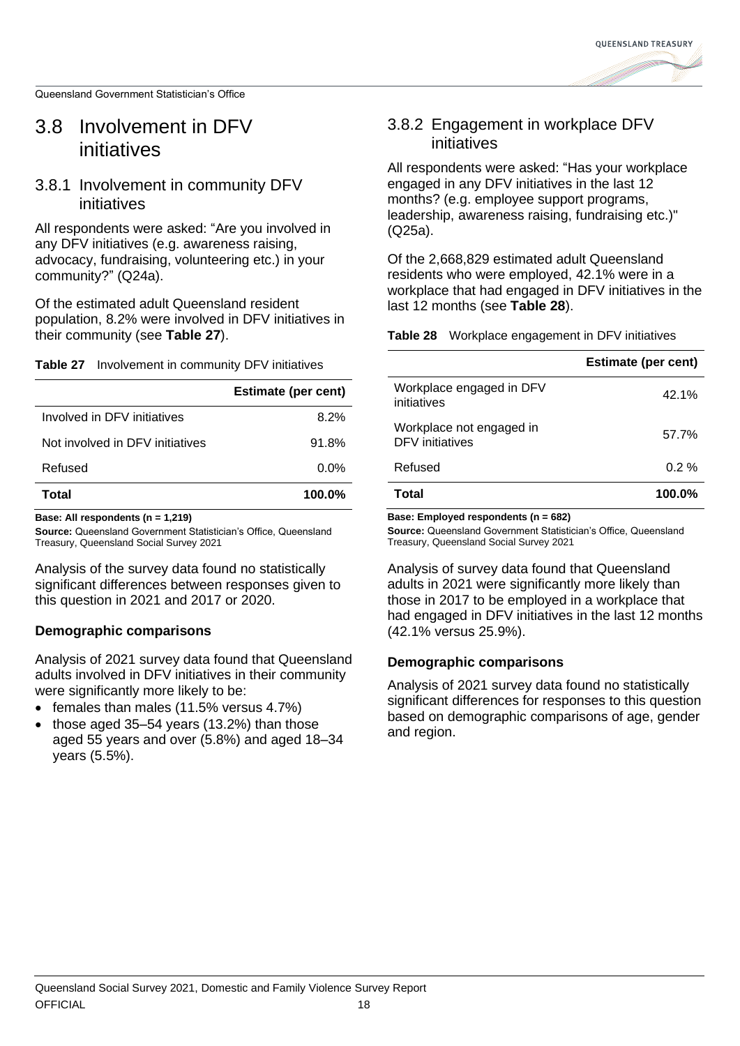## 3.8 Involvement in DFV initiatives

### 3.8.1 Involvement in community DFV initiatives

All respondents were asked: "Are you involved in any DFV initiatives (e.g. awareness raising, advocacy, fundraising, volunteering etc.) in your community?" (Q24a).

Of the estimated adult Queensland resident population, 8.2% were involved in DFV initiatives in their community (see **Table 27**).

**Table 27** Involvement in community DFV initiatives

| | Estimate (per cent) |
|---|---|
| Involved in DFV initiatives | 8.2% |
| Not involved in DFV initiatives | 91.8% |
| Refused | 0.0% |
| **Total** | **100.0%** |

**Base: All respondents (n = 1,219)**

**Source:** Queensland Government Statistician's Office, Queensland Treasury, Queensland Social Survey 2021

Analysis of the survey data found no statistically significant differences between responses given to this question in 2021 and 2017 or 2020.

**Demographic comparisons**

Analysis of 2021 survey data found that Queensland adults involved in DFV initiatives in their community were significantly more likely to be:

- females than males (11.5% versus 4.7%)
- those aged 35–54 years (13.2%) than those aged 55 years and over (5.8%) and aged 18–34 years (5.5%).

### 3.8.2 Engagement in workplace DFV initiatives

All respondents were asked: "Has your workplace engaged in any DFV initiatives in the last 12 months? (e.g. employee support programs, leadership, awareness raising, fundraising etc.)" (Q25a).

Of the 2,668,829 estimated adult Queensland residents who were employed, 42.1% were in a workplace that had engaged in DFV initiatives in the last 12 months (see **Table 28**).

**Table 28** Workplace engagement in DFV initiatives

| | Estimate (per cent) |
|---|---|
| Workplace engaged in DFV initiatives | 42.1% |
| Workplace not engaged in DFV initiatives | 57.7% |
| Refused | 0.2 % |
| **Total** | **100.0%** |

**Base: Employed respondents (n = 682)**

**Source:** Queensland Government Statistician's Office, Queensland Treasury, Queensland Social Survey 2021

Analysis of survey data found that Queensland adults in 2021 were significantly more likely than those in 2017 to be employed in a workplace that had engaged in DFV initiatives in the last 12 months (42.1% versus 25.9%).

**Demographic comparisons**

Analysis of 2021 survey data found no statistically significant differences for responses to this question based on demographic comparisons of age, gender and region.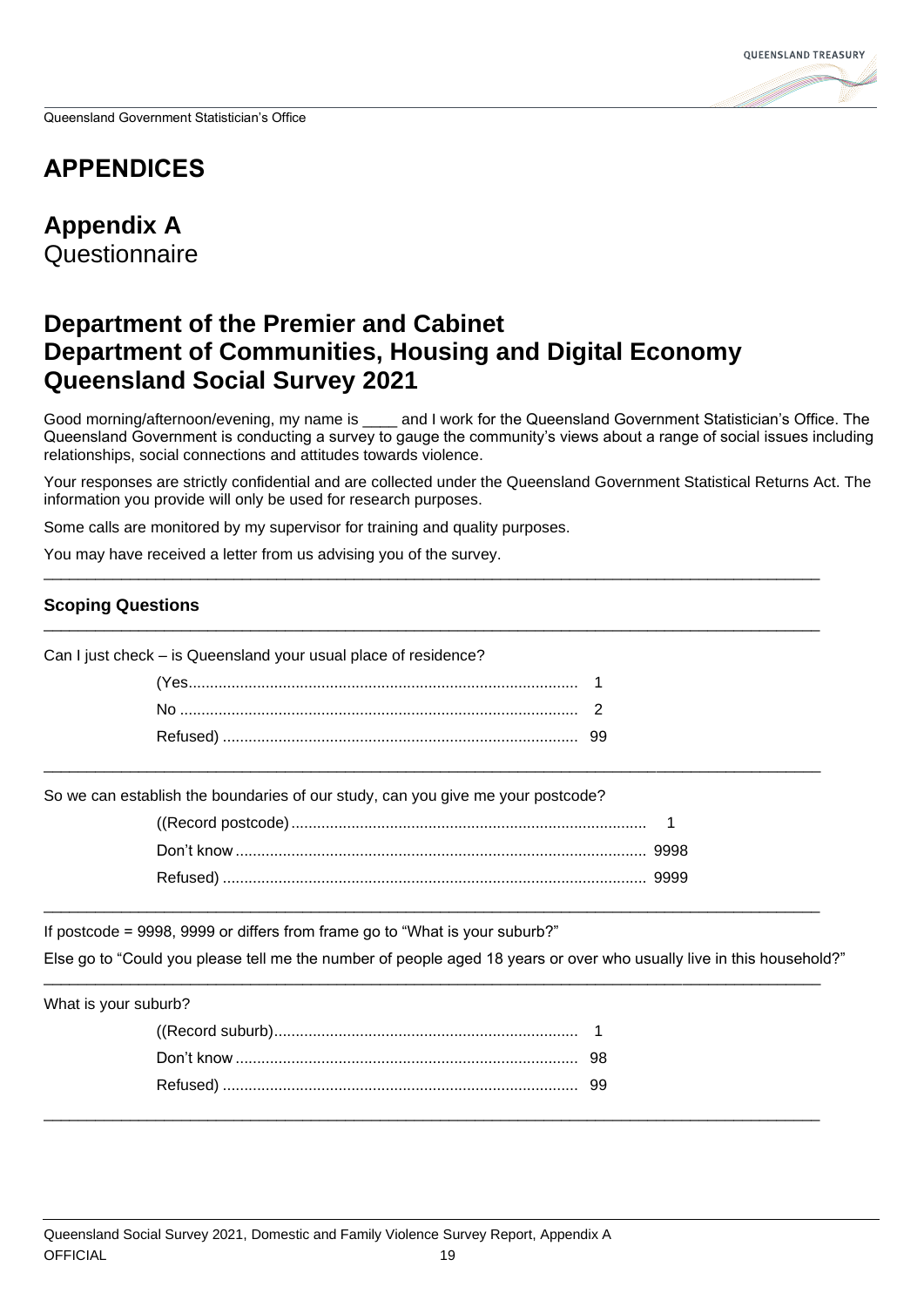# APPENDICES

## Appendix A

Questionnaire

## Department of the Premier and Cabinet
## Department of Communities, Housing and Digital Economy
## Queensland Social Survey 2021

Good morning/afternoon/evening, my name is ____ and I work for the Queensland Government Statistician's Office. The Queensland Government is conducting a survey to gauge the community's views about a range of social issues including relationships, social connections and attitudes towards violence.

Your responses are strictly confidential and are collected under the Queensland Government Statistical Returns Act. The information you provide will only be used for research purposes.

Some calls are monitored by my supervisor for training and quality purposes.

You may have received a letter from us advising you of the survey.

---

### Scoping Questions

---

Can I just check – is Queensland your usual place of residence?

(Yes.......................................................................................... 1
No ............................................................................................ 2
Refused) .................................................................................. 99

---

So we can establish the boundaries of our study, can you give me your postcode?

((Record postcode) .................................................................................. 1
Don't know ................................................................................................ 9998
Refused) .................................................................................................. 9999

---

If postcode = 9998, 9999 or differs from frame go to "What is your suburb?"

Else go to "Could you please tell me the number of people aged 18 years or over who usually live in this household?"

---

What is your suburb?

((Record suburb)...................................................................... 1
Don't know ............................................................................... 98
Refused) .................................................................................. 99

---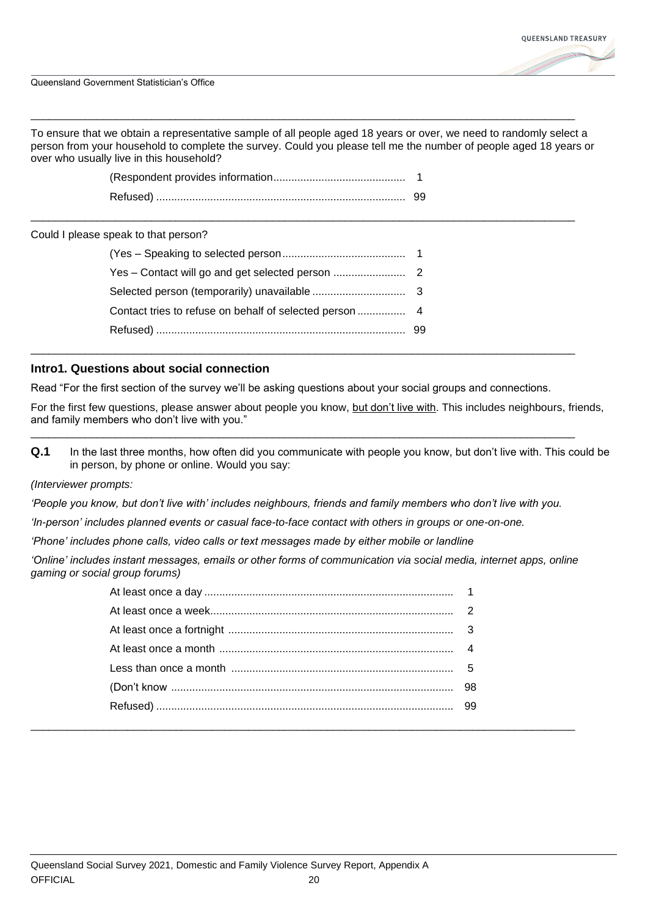To ensure that we obtain a representative sample of all people aged 18 years or over, we need to randomly select a person from your household to complete the survey. Could you please tell me the number of people aged 18 years or over who usually live in this household?

| | |
|---|---|
| (Respondent provides information | 1 |
| Refused) | 99 |

---

Could I please speak to that person?

| | |
|---|---|
| (Yes – Speaking to selected person | 1 |
| Yes – Contact will go and get selected person | 2 |
| Selected person (temporarily) unavailable | 3 |
| Contact tries to refuse on behalf of selected person | 4 |
| Refused) | 99 |

---

### Intro1. Questions about social connection

Read "For the first section of the survey we'll be asking questions about your social groups and connections.

For the first few questions, please answer about people you know, <u>but don't live with</u>. This includes neighbours, friends, and family members who don't live with you."

---

**Q.1** In the last three months, how often did you communicate with people you know, but don't live with. This could be in person, by phone or online. Would you say:

*(Interviewer prompts:*

*'People you know, but don't live with' includes neighbours, friends and family members who don't live with you.*

*'In-person' includes planned events or casual face-to-face contact with others in groups or one-on-one.*

*'Phone' includes phone calls, video calls or text messages made by either mobile or landline*

*'Online' includes instant messages, emails or other forms of communication via social media, internet apps, online gaming or social group forums)*

| | |
|---|---|
| At least once a day | 1 |
| At least once a week | 2 |
| At least once a fortnight | 3 |
| At least once a month | 4 |
| Less than once a month | 5 |
| (Don't know | 98 |
| Refused) | 99 |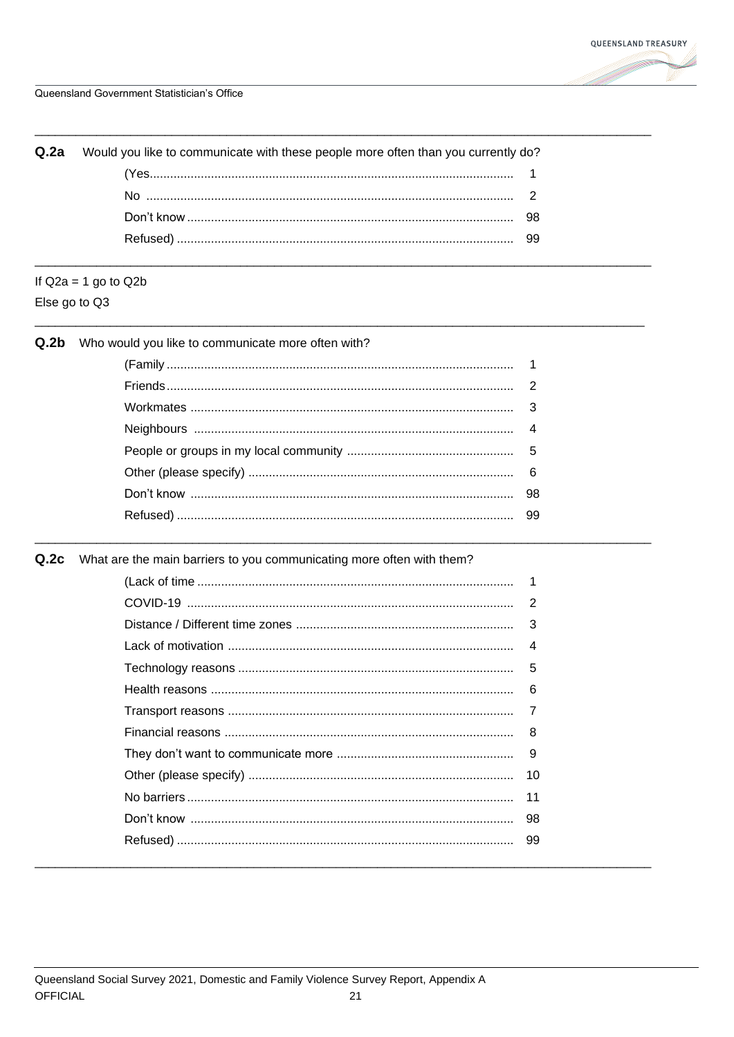**Q.2a** Would you like to communicate with these people more often than you currently do?

| | |
|---|---|
| (Yes | 1 |
| No | 2 |
| Don't know | 98 |
| Refused) | 99 |

If Q2a = 1 go to Q2b

Else go to Q3

**Q.2b** Who would you like to communicate more often with?

| | |
|---|---|
| (Family | 1 |
| Friends | 2 |
| Workmates | 3 |
| Neighbours | 4 |
| People or groups in my local community | 5 |
| Other (please specify) | 6 |
| Don't know | 98 |
| Refused) | 99 |

**Q.2c** What are the main barriers to you communicating more often with them?

| | |
|---|---|
| (Lack of time | 1 |
| COVID-19 | 2 |
| Distance / Different time zones | 3 |
| Lack of motivation | 4 |
| Technology reasons | 5 |
| Health reasons | 6 |
| Transport reasons | 7 |
| Financial reasons | 8 |
| They don't want to communicate more | 9 |
| Other (please specify) | 10 |
| No barriers | 11 |
| Don't know | 98 |
| Refused) | 99 |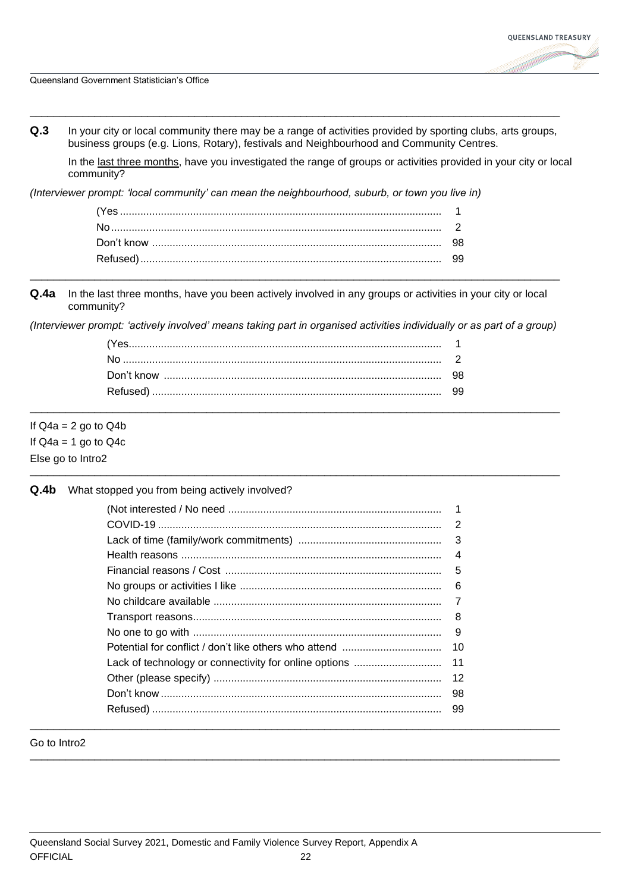**Q.3** In your city or local community there may be a range of activities provided by sporting clubs, arts groups, business groups (e.g. Lions, Rotary), festivals and Neighbourhood and Community Centres.

In the <u>last three months</u>, have you investigated the range of groups or activities provided in your city or local community?

*(Interviewer prompt: 'local community' can mean the neighbourhood, suburb, or town you live in)*

| | |
|---|---|
| (Yes | 1 |
| No | 2 |
| Don't know | 98 |
| Refused) | 99 |

---

**Q.4a** In the last three months, have you been actively involved in any groups or activities in your city or local community?

*(Interviewer prompt: 'actively involved' means taking part in organised activities individually or as part of a group)*

| | |
|---|---|
| (Yes | 1 |
| No | 2 |
| Don't know | 98 |
| Refused) | 99 |

---

If Q4a = 2 go to Q4b
If Q4a = 1 go to Q4c
Else go to Intro2

---

**Q.4b** What stopped you from being actively involved?

| | |
|---|---|
| (Not interested / No need | 1 |
| COVID-19 | 2 |
| Lack of time (family/work commitments) | 3 |
| Health reasons | 4 |
| Financial reasons / Cost | 5 |
| No groups or activities I like | 6 |
| No childcare available | 7 |
| Transport reasons | 8 |
| No one to go with | 9 |
| Potential for conflict / don't like others who attend | 10 |
| Lack of technology or connectivity for online options | 11 |
| Other (please specify) | 12 |
| Don't know | 98 |
| Refused) | 99 |

---

Go to Intro2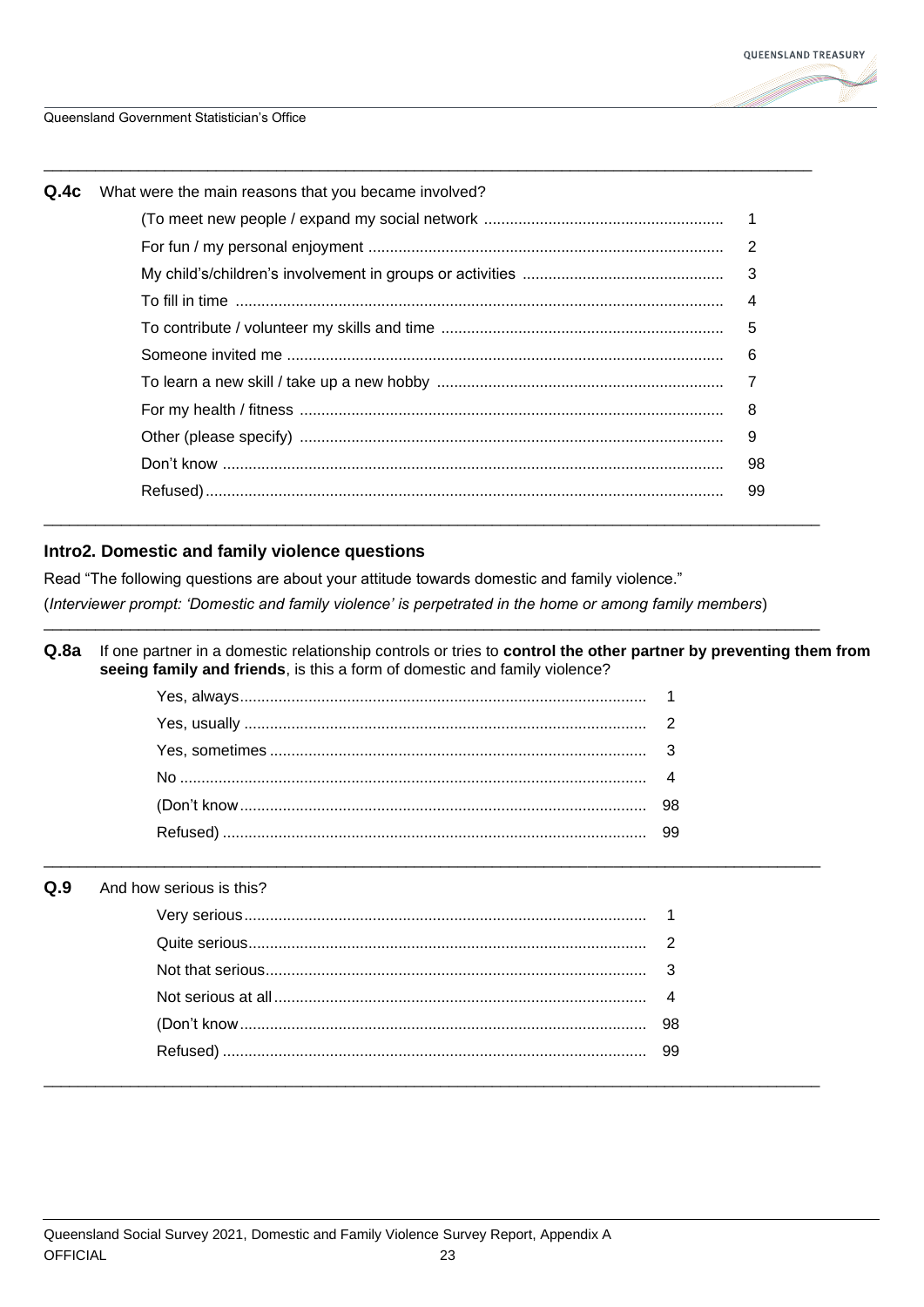**Q.4c** What were the main reasons that you became involved?

| | |
|---|---|
| (To meet new people / expand my social network | 1 |
| For fun / my personal enjoyment | 2 |
| My child's/children's involvement in groups or activities | 3 |
| To fill in time | 4 |
| To contribute / volunteer my skills and time | 5 |
| Someone invited me | 6 |
| To learn a new skill / take up a new hobby | 7 |
| For my health / fitness | 8 |
| Other (please specify) | 9 |
| Don't know | 98 |
| Refused) | 99 |

## Intro2. Domestic and family violence questions

Read "The following questions are about your attitude towards domestic and family violence."

(*Interviewer prompt: 'Domestic and family violence' is perpetrated in the home or among family members*)

**Q.8a** If one partner in a domestic relationship controls or tries to **control the other partner by preventing them from seeing family and friends**, is this a form of domestic and family violence?

| | |
|---|---|
| Yes, always | 1 |
| Yes, usually | 2 |
| Yes, sometimes | 3 |
| No | 4 |
| (Don't know | 98 |
| Refused) | 99 |

**Q.9** And how serious is this?

| | |
|---|---|
| Very serious | 1 |
| Quite serious | 2 |
| Not that serious | 3 |
| Not serious at all | 4 |
| (Don't know | 98 |
| Refused) | 99 |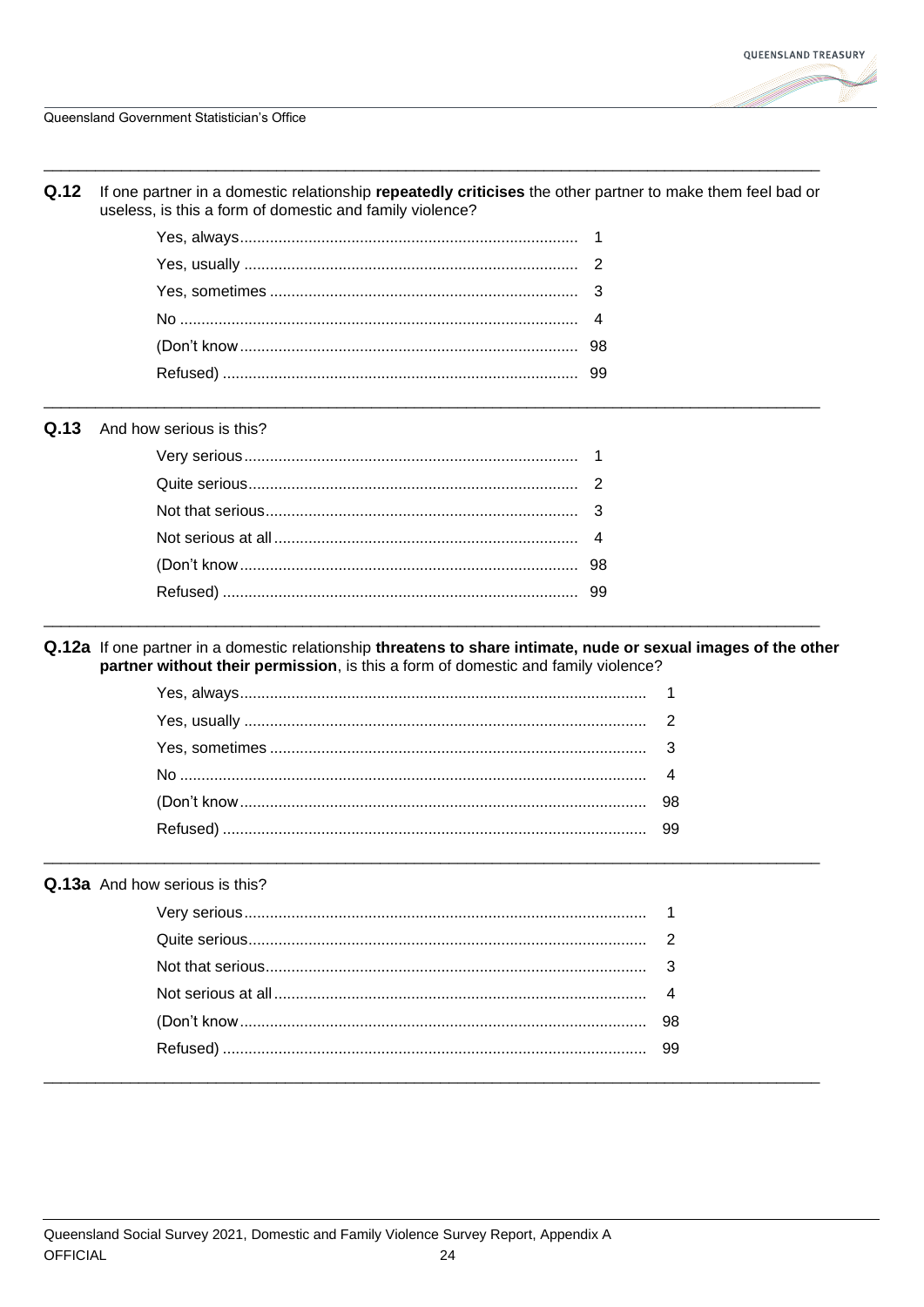**Q.12** If one partner in a domestic relationship **repeatedly criticises** the other partner to make them feel bad or useless, is this a form of domestic and family violence?

| | |
|---|---|
| Yes, always | 1 |
| Yes, usually | 2 |
| Yes, sometimes | 3 |
| No | 4 |
| (Don't know | 98 |
| Refused) | 99 |

**Q.13** And how serious is this?

| | |
|---|---|
| Very serious | 1 |
| Quite serious | 2 |
| Not that serious | 3 |
| Not serious at all | 4 |
| (Don't know | 98 |
| Refused) | 99 |

**Q.12a** If one partner in a domestic relationship **threatens to share intimate, nude or sexual images of the other partner without their permission**, is this a form of domestic and family violence?

| | |
|---|---|
| Yes, always | 1 |
| Yes, usually | 2 |
| Yes, sometimes | 3 |
| No | 4 |
| (Don't know | 98 |
| Refused) | 99 |

**Q.13a** And how serious is this?

| | |
|---|---|
| Very serious | 1 |
| Quite serious | 2 |
| Not that serious | 3 |
| Not serious at all | 4 |
| (Don't know | 98 |
| Refused) | 99 |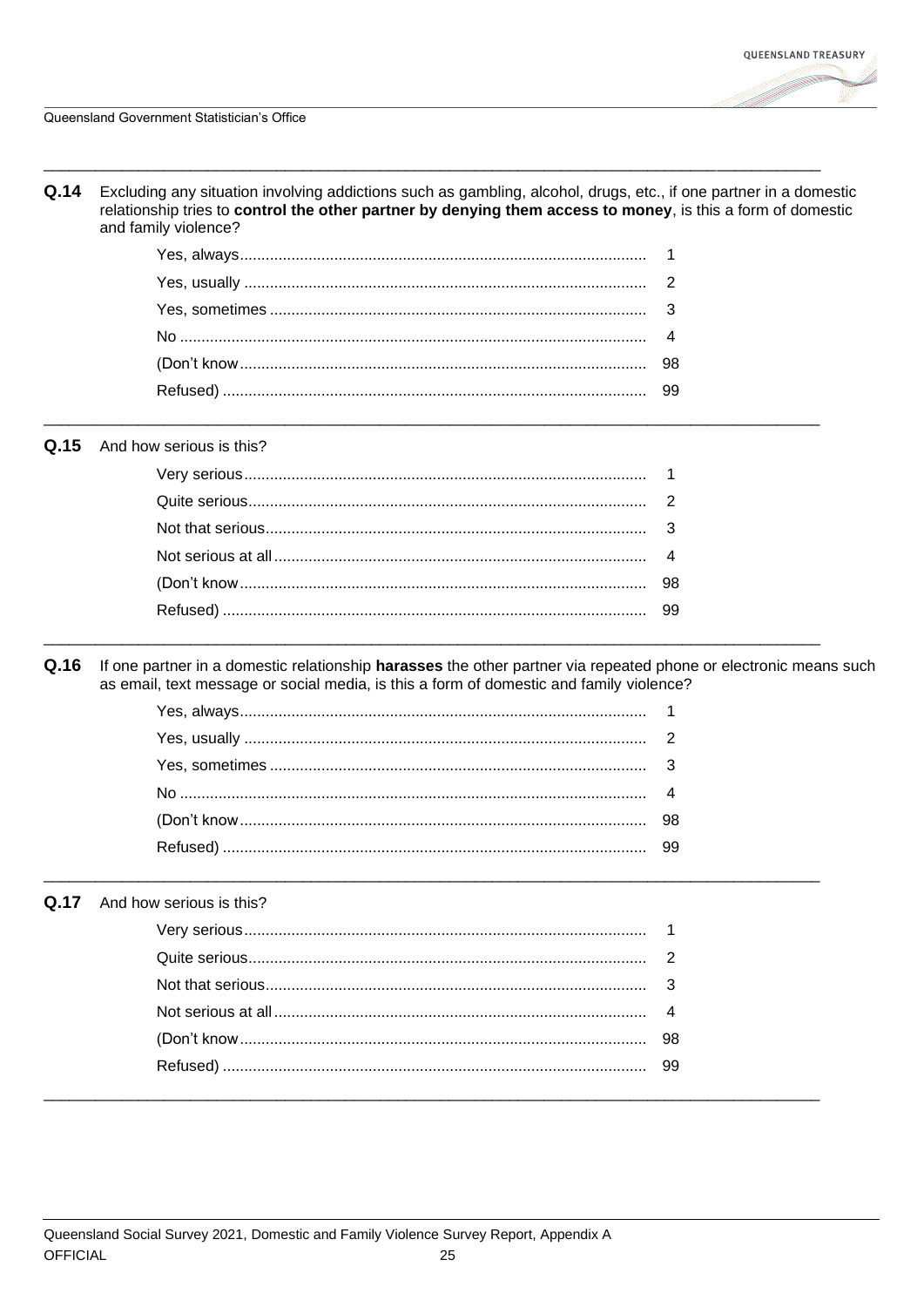**Q.14** Excluding any situation involving addictions such as gambling, alcohol, drugs, etc., if one partner in a domestic relationship tries to **control the other partner by denying them access to money**, is this a form of domestic and family violence?

| | |
|---|---|
| Yes, always | 1 |
| Yes, usually | 2 |
| Yes, sometimes | 3 |
| No | 4 |
| (Don't know | 98 |
| Refused) | 99 |

**Q.15** And how serious is this?

| | |
|---|---|
| Very serious | 1 |
| Quite serious | 2 |
| Not that serious | 3 |
| Not serious at all | 4 |
| (Don't know | 98 |
| Refused) | 99 |

**Q.16** If one partner in a domestic relationship **harasses** the other partner via repeated phone or electronic means such as email, text message or social media, is this a form of domestic and family violence?

| | |
|---|---|
| Yes, always | 1 |
| Yes, usually | 2 |
| Yes, sometimes | 3 |
| No | 4 |
| (Don't know | 98 |
| Refused) | 99 |

**Q.17** And how serious is this?

| | |
|---|---|
| Very serious | 1 |
| Quite serious | 2 |
| Not that serious | 3 |
| Not serious at all | 4 |
| (Don't know | 98 |
| Refused) | 99 |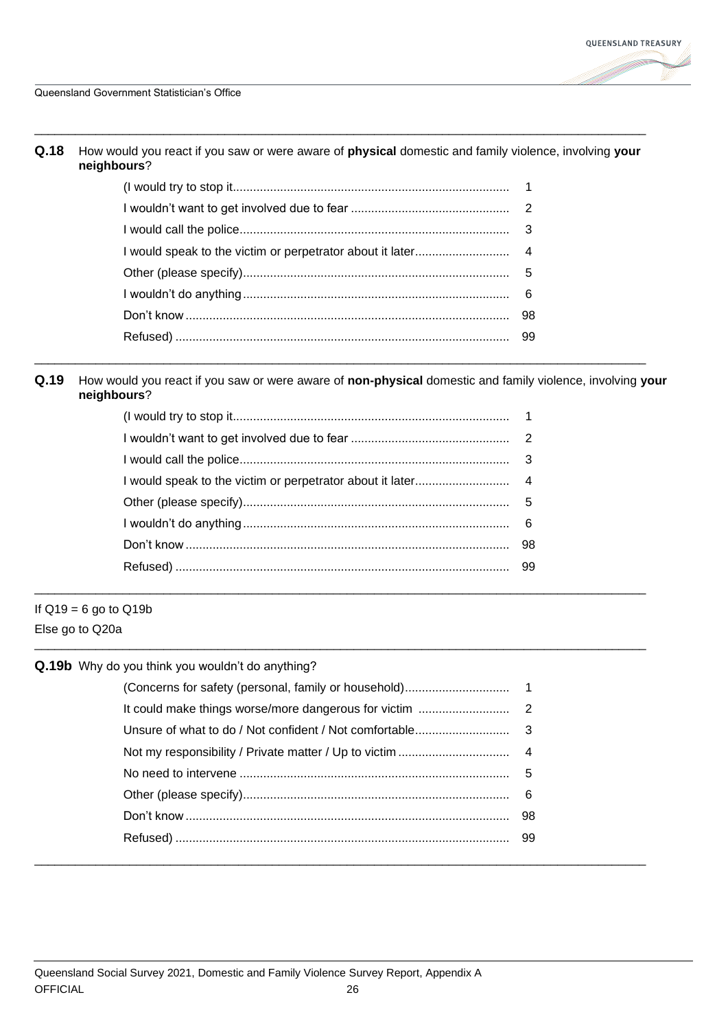**Q.18** How would you react if you saw or were aware of **physical** domestic and family violence, involving **your neighbours**?

| | |
|---|---|
| (I would try to stop it | 1 |
| I wouldn't want to get involved due to fear | 2 |
| I would call the police | 3 |
| I would speak to the victim or perpetrator about it later | 4 |
| Other (please specify) | 5 |
| I wouldn't do anything | 6 |
| Don't know | 98 |
| Refused) | 99 |

**Q.19** How would you react if you saw or were aware of **non-physical** domestic and family violence, involving **your neighbours**?

| | |
|---|---|
| (I would try to stop it | 1 |
| I wouldn't want to get involved due to fear | 2 |
| I would call the police | 3 |
| I would speak to the victim or perpetrator about it later | 4 |
| Other (please specify) | 5 |
| I wouldn't do anything | 6 |
| Don't know | 98 |
| Refused) | 99 |

If Q19 = 6 go to Q19b
Else go to Q20a

**Q.19b** Why do you think you wouldn't do anything?

| | |
|---|---|
| (Concerns for safety (personal, family or household) | 1 |
| It could make things worse/more dangerous for victim | 2 |
| Unsure of what to do / Not confident / Not comfortable | 3 |
| Not my responsibility / Private matter / Up to victim | 4 |
| No need to intervene | 5 |
| Other (please specify) | 6 |
| Don't know | 98 |
| Refused) | 99 |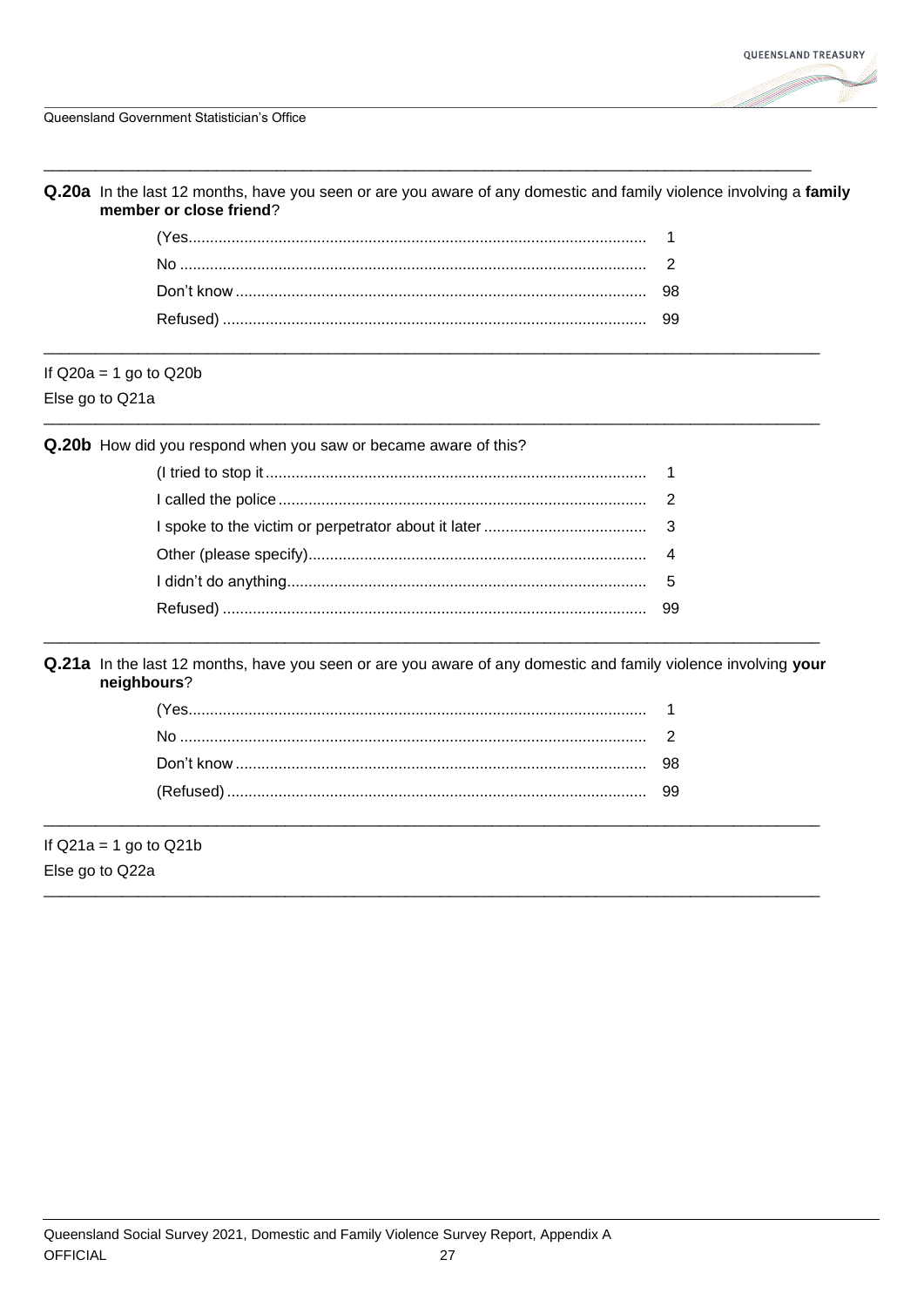**Q.20a** In the last 12 months, have you seen or are you aware of any domestic and family violence involving a **family member or close friend**?

| | |
|---|---|
| (Yes | 1 |
| No | 2 |
| Don't know | 98 |
| Refused) | 99 |

If Q20a = 1 go to Q20b

Else go to Q21a

**Q.20b** How did you respond when you saw or became aware of this?

| | |
|---|---|
| (I tried to stop it | 1 |
| I called the police | 2 |
| I spoke to the victim or perpetrator about it later | 3 |
| Other (please specify) | 4 |
| I didn't do anything | 5 |
| Refused) | 99 |

**Q.21a** In the last 12 months, have you seen or are you aware of any domestic and family violence involving **your neighbours**?

| | |
|---|---|
| (Yes | 1 |
| No | 2 |
| Don't know | 98 |
| (Refused) | 99 |

If Q21a = 1 go to Q21b

Else go to Q22a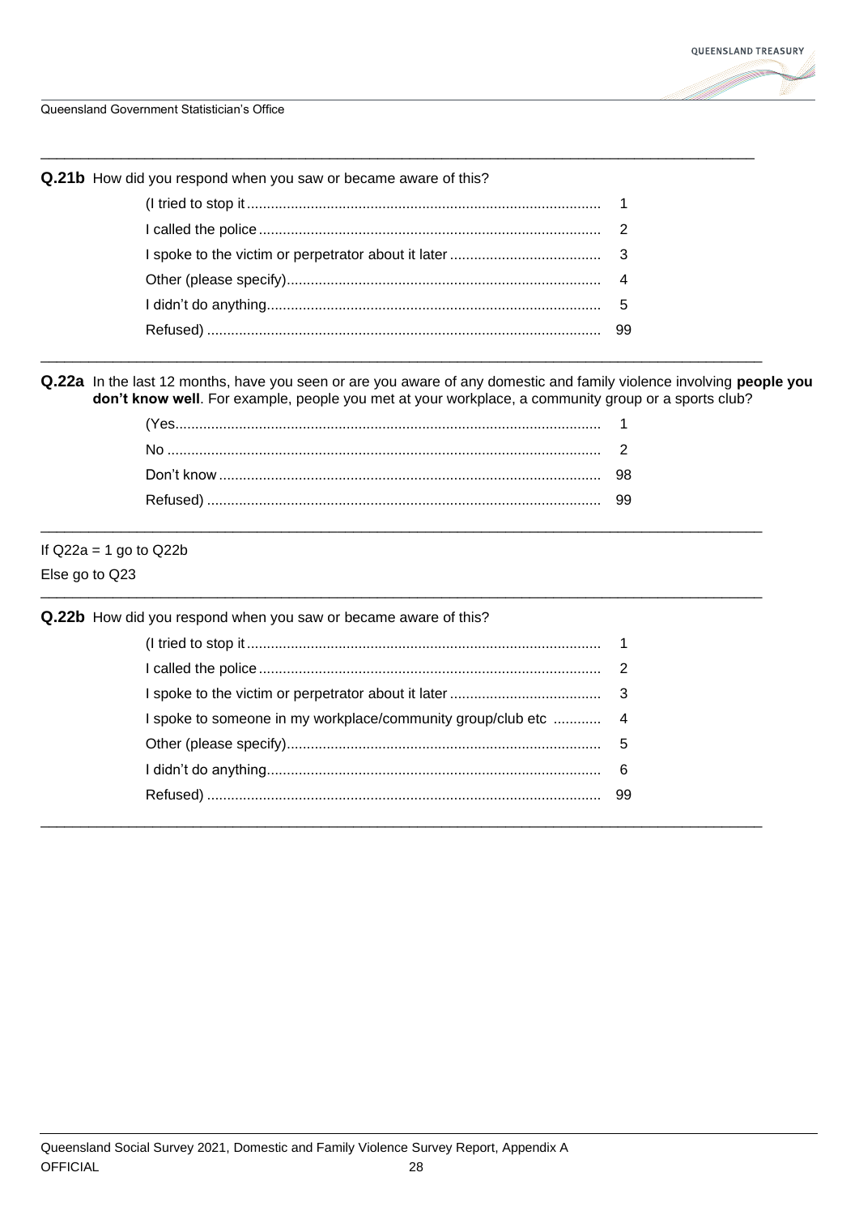**Q.21b** How did you respond when you saw or became aware of this?

| | |
|---|---|
| (I tried to stop it | 1 |
| I called the police | 2 |
| I spoke to the victim or perpetrator about it later | 3 |
| Other (please specify) | 4 |
| I didn't do anything | 5 |
| Refused) | 99 |

**Q.22a** In the last 12 months, have you seen or are you aware of any domestic and family violence involving **people you don't know well**. For example, people you met at your workplace, a community group or a sports club?

| | |
|---|---|
| (Yes | 1 |
| No | 2 |
| Don't know | 98 |
| Refused) | 99 |

If Q22a = 1 go to Q22b

Else go to Q23

**Q.22b** How did you respond when you saw or became aware of this?

| | |
|---|---|
| (I tried to stop it | 1 |
| I called the police | 2 |
| I spoke to the victim or perpetrator about it later | 3 |
| I spoke to someone in my workplace/community group/club etc | 4 |
| Other (please specify) | 5 |
| I didn't do anything | 6 |
| Refused) | 99 |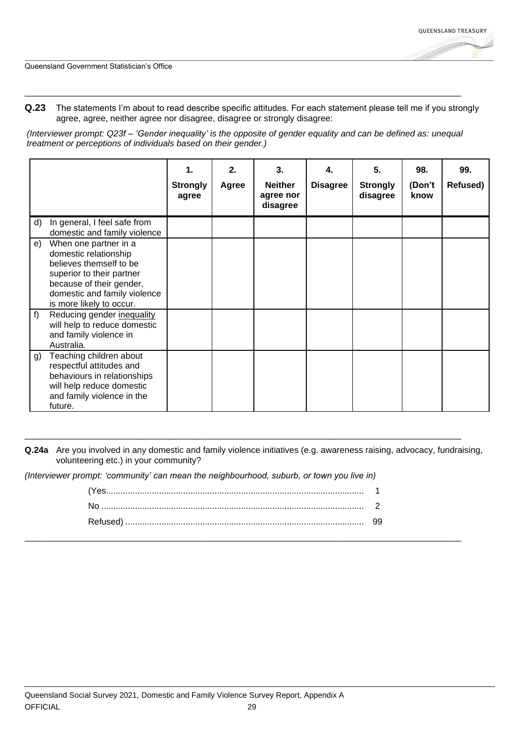**Q.23** The statements I'm about to read describe specific attitudes. For each statement please tell me if you strongly agree, agree, neither agree nor disagree, disagree or strongly disagree:

*(Interviewer prompt: Q23f – 'Gender inequality' is the opposite of gender equality and can be defined as: unequal treatment or perceptions of individuals based on their gender.)*

| | 1. **Strongly agree** | 2. **Agree** | 3. **Neither agree nor disagree** | 4. **Disagree** | 5. **Strongly disagree** | 98. **(Don't know** | 99. **Refused)** |
|---|---|---|---|---|---|---|---|
| d) In general, I feel safe from domestic and family violence | | | | | | | |
| e) When one partner in a domestic relationship believes themself to be superior to their partner because of their gender, domestic and family violence is more likely to occur. | | | | | | | |
| f) Reducing gender inequality will help to reduce domestic and family violence in Australia. | | | | | | | |
| g) Teaching children about respectful attitudes and behaviours in relationships will help reduce domestic and family violence in the future. | | | | | | | |

**Q.24a** Are you involved in any domestic and family violence initiatives (e.g. awareness raising, advocacy, fundraising, volunteering etc.) in your community?

*(Interviewer prompt: 'community' can mean the neighbourhood, suburb, or town you live in)*

(Yes ........ 1
No ........ 2
Refused) ........ 99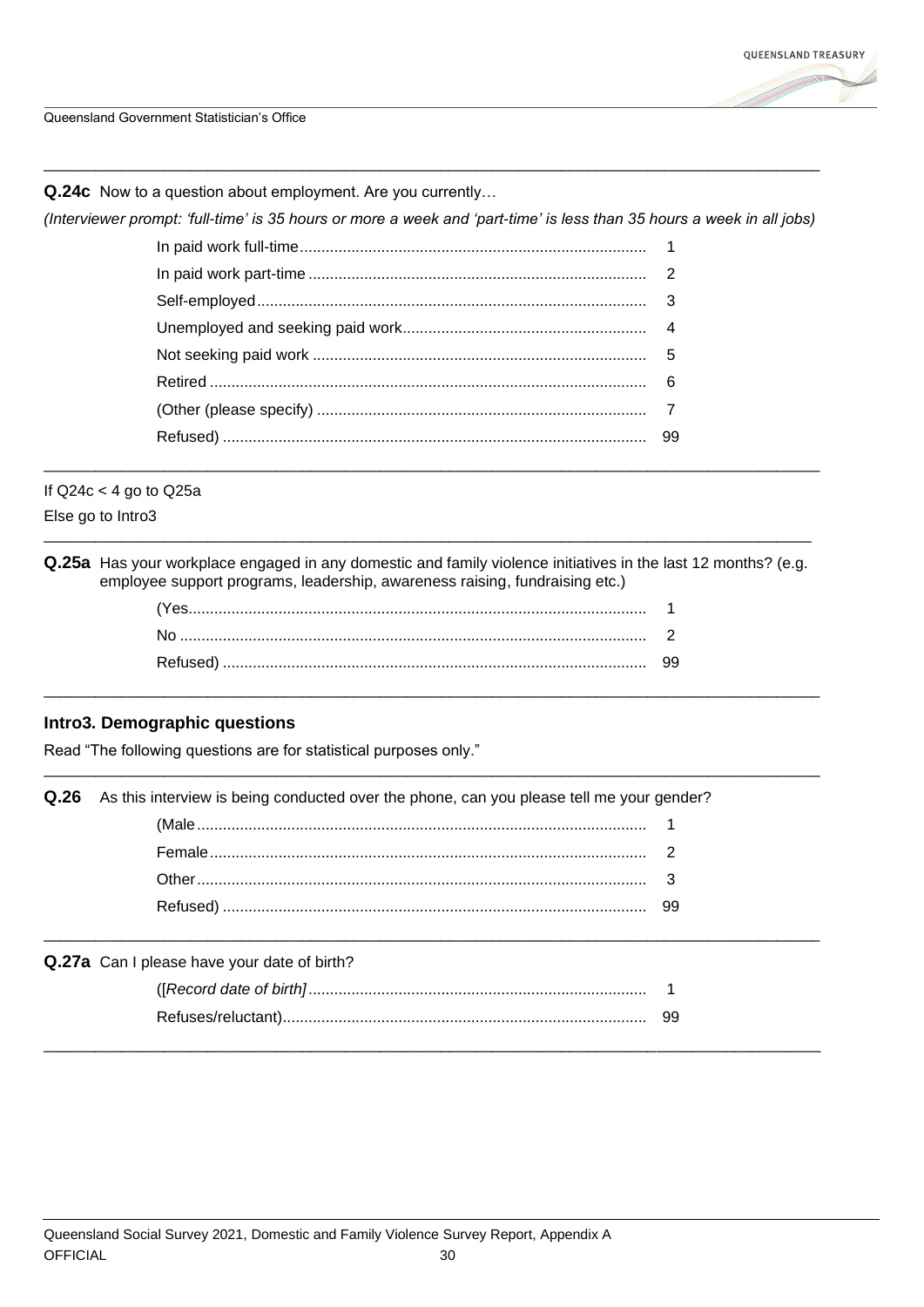**Q.24c** Now to a question about employment. Are you currently…

*(Interviewer prompt: 'full-time' is 35 hours or more a week and 'part-time' is less than 35 hours a week in all jobs)*

| | |
|---|---|
| In paid work full-time | 1 |
| In paid work part-time | 2 |
| Self-employed | 3 |
| Unemployed and seeking paid work | 4 |
| Not seeking paid work | 5 |
| Retired | 6 |
| (Other (please specify) | 7 |
| Refused) | 99 |

If Q24c < 4 go to Q25a

Else go to Intro3

**Q.25a** Has your workplace engaged in any domestic and family violence initiatives in the last 12 months? (e.g. employee support programs, leadership, awareness raising, fundraising etc.)

| | |
|---|---|
| (Yes | 1 |
| No | 2 |
| Refused) | 99 |

## Intro3. Demographic questions

Read "The following questions are for statistical purposes only."

**Q.26** As this interview is being conducted over the phone, can you please tell me your gender?

| | |
|---|---|
| (Male | 1 |
| Female | 2 |
| Other | 3 |
| Refused) | 99 |

**Q.27a** Can I please have your date of birth?

| | |
|---|---|
| ([*Record date of birth]* | 1 |
| Refuses/reluctant) | 99 |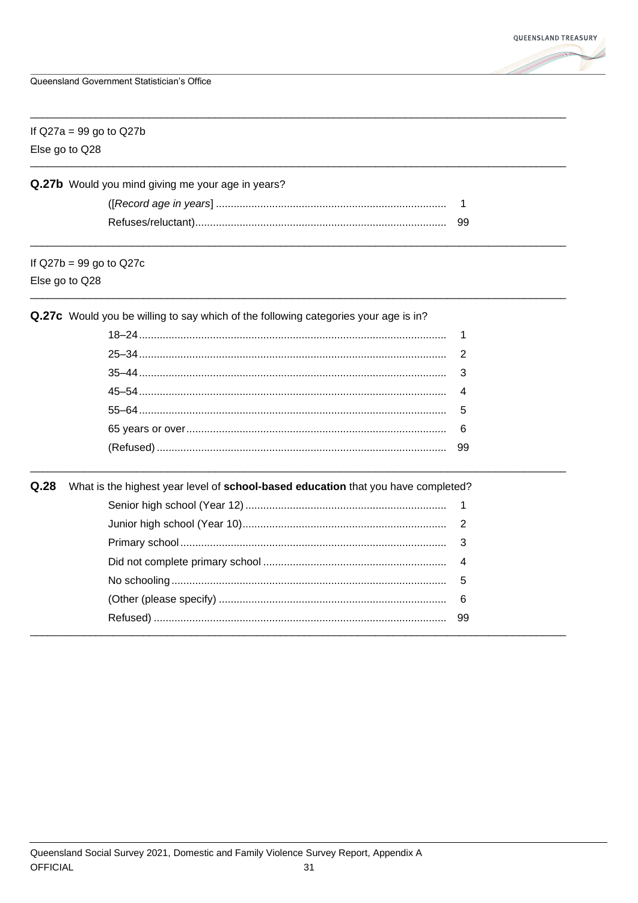---

If Q27a = 99 go to Q27b

Else go to Q28

---

**Q.27b** Would you mind giving me your age in years?

| | |
|---|---|
| ([*Record age in years*] | 1 |
| Refuses/reluctant) | 99 |

---

If Q27b = 99 go to Q27c

Else go to Q28

---

**Q.27c** Would you be willing to say which of the following categories your age is in?

| | |
|---|---|
| 18–24 | 1 |
| 25–34 | 2 |
| 35–44 | 3 |
| 45–54 | 4 |
| 55–64 | 5 |
| 65 years or over | 6 |
| (Refused) | 99 |

---

**Q.28** What is the highest year level of **school-based education** that you have completed?

| | |
|---|---|
| Senior high school (Year 12) | 1 |
| Junior high school (Year 10) | 2 |
| Primary school | 3 |
| Did not complete primary school | 4 |
| No schooling | 5 |
| (Other (please specify) | 6 |
| Refused) | 99 |

---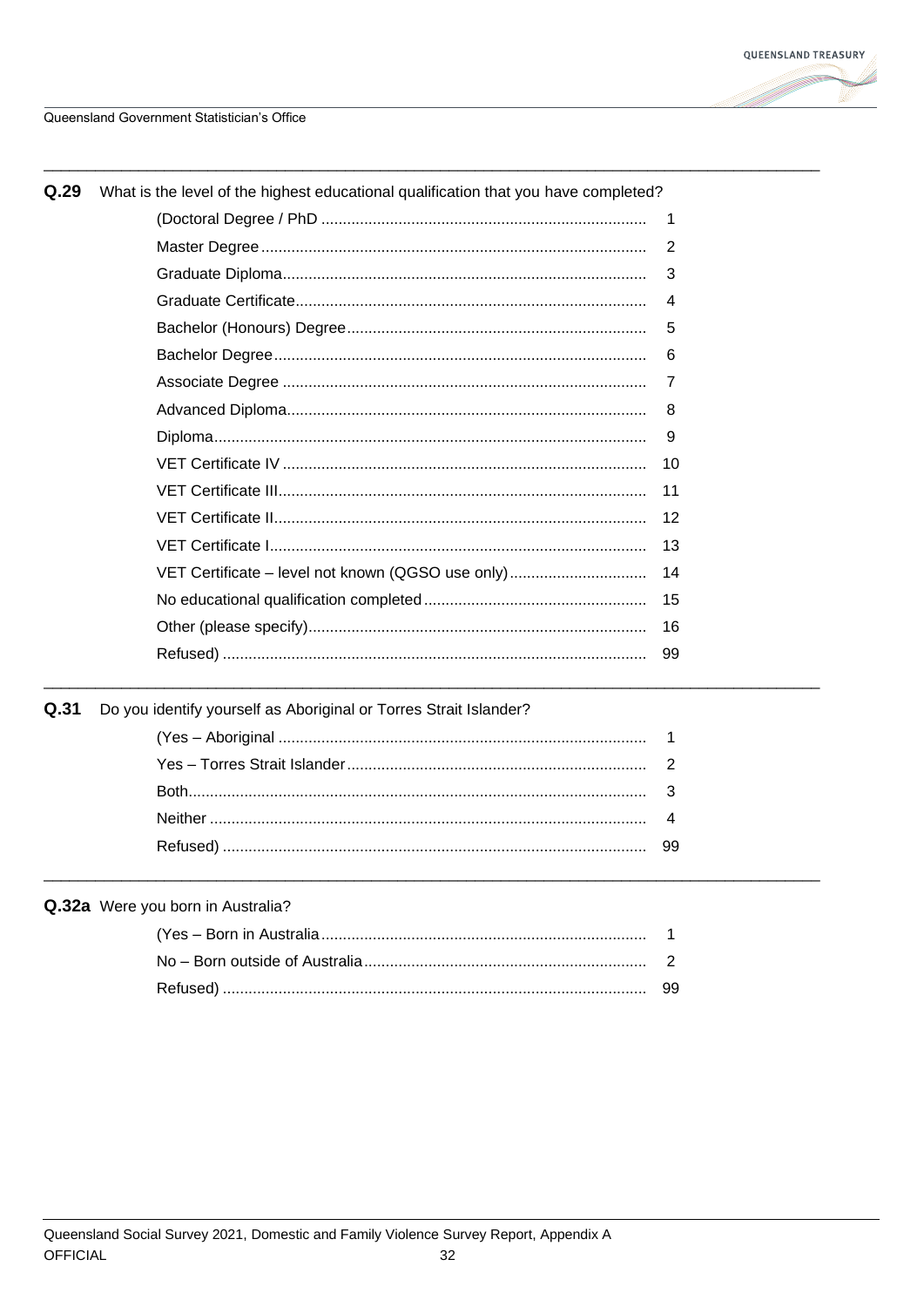**Q.29** What is the level of the highest educational qualification that you have completed?

| | |
|---|---|
| (Doctoral Degree / PhD | 1 |
| Master Degree | 2 |
| Graduate Diploma | 3 |
| Graduate Certificate | 4 |
| Bachelor (Honours) Degree | 5 |
| Bachelor Degree | 6 |
| Associate Degree | 7 |
| Advanced Diploma | 8 |
| Diploma | 9 |
| VET Certificate IV | 10 |
| VET Certificate III | 11 |
| VET Certificate II | 12 |
| VET Certificate I | 13 |
| VET Certificate – level not known (QGSO use only) | 14 |
| No educational qualification completed | 15 |
| Other (please specify) | 16 |
| Refused) | 99 |

---

**Q.31** Do you identify yourself as Aboriginal or Torres Strait Islander?

| | |
|---|---|
| (Yes – Aboriginal | 1 |
| Yes – Torres Strait Islander | 2 |
| Both | 3 |
| Neither | 4 |
| Refused) | 99 |

---

**Q.32a** Were you born in Australia?

| | |
|---|---|
| (Yes – Born in Australia | 1 |
| No – Born outside of Australia | 2 |
| Refused) | 99 |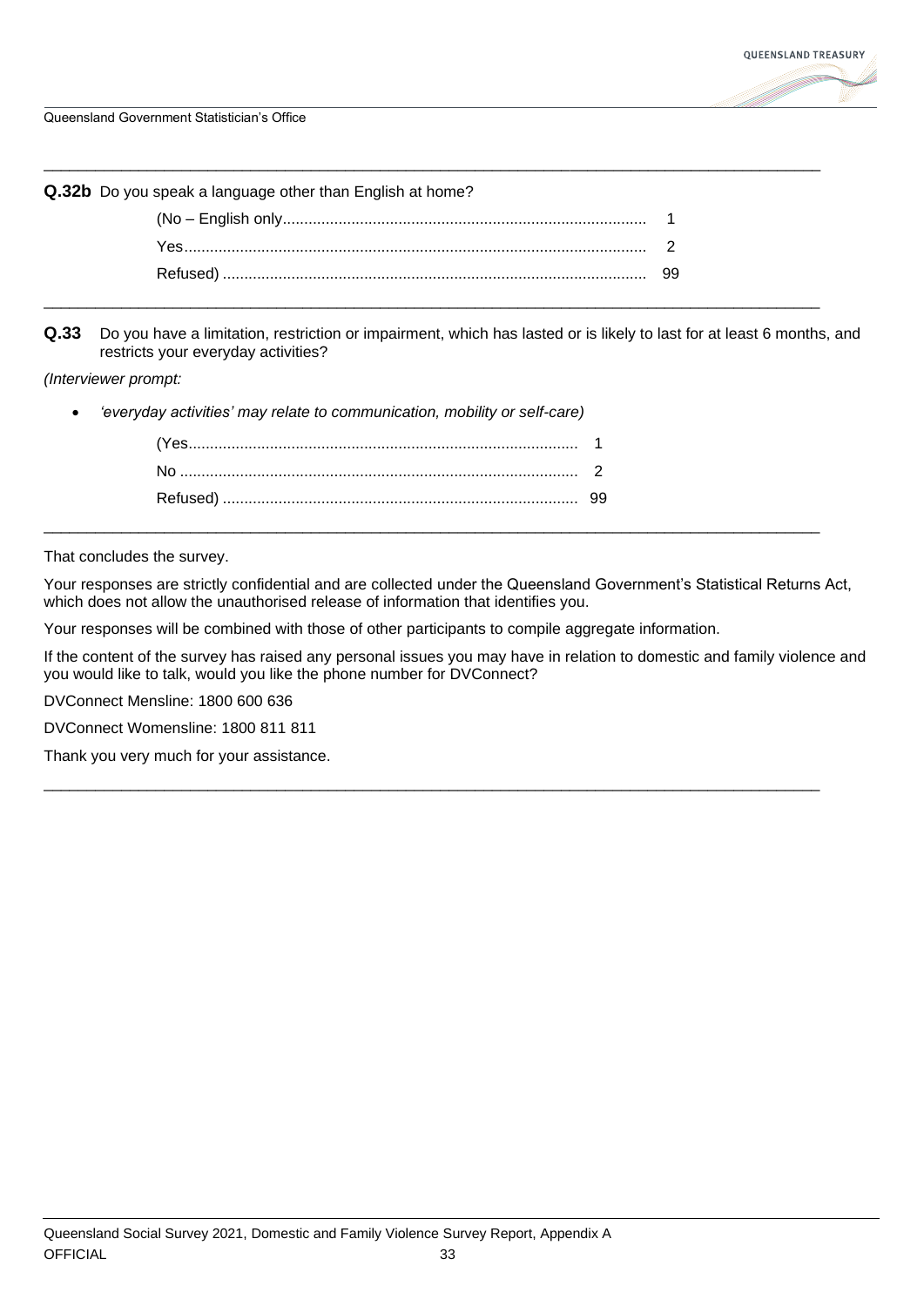**Q.32b** Do you speak a language other than English at home?

| | |
|---|---|
| (No – English only | 1 |
| Yes | 2 |
| Refused) | 99 |

---

**Q.33** Do you have a limitation, restriction or impairment, which has lasted or is likely to last for at least 6 months, and restricts your everyday activities?

*(Interviewer prompt:*

- *'everyday activities' may relate to communication, mobility or self-care)*

| | |
|---|---|
| (Yes | 1 |
| No | 2 |
| Refused) | 99 |

---

That concludes the survey.

Your responses are strictly confidential and are collected under the Queensland Government's Statistical Returns Act, which does not allow the unauthorised release of information that identifies you.

Your responses will be combined with those of other participants to compile aggregate information.

If the content of the survey has raised any personal issues you may have in relation to domestic and family violence and you would like to talk, would you like the phone number for DVConnect?

DVConnect Mensline: 1800 600 636

DVConnect Womensline: 1800 811 811

Thank you very much for your assistance.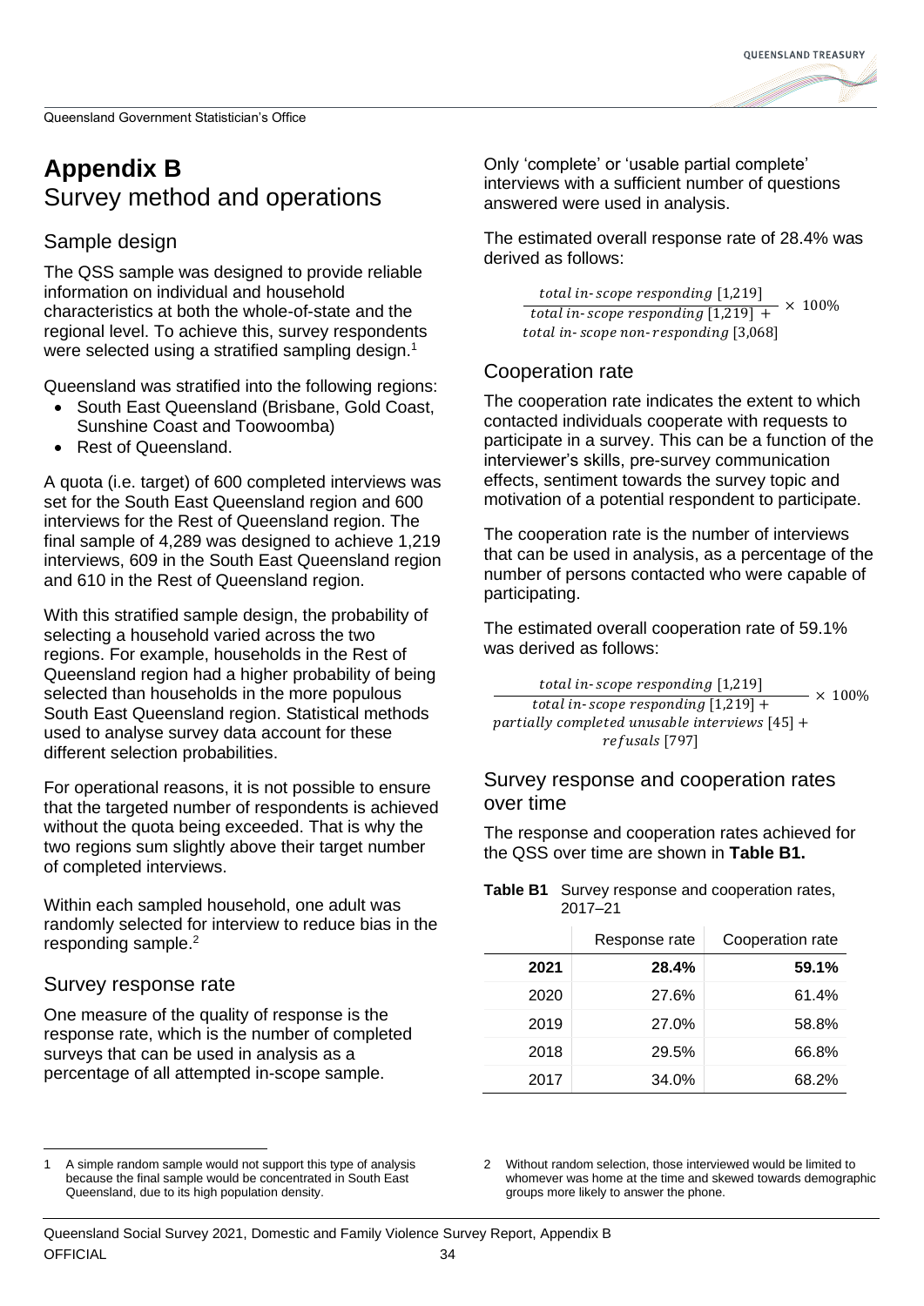# Appendix B
## Survey method and operations

### Sample design

The QSS sample was designed to provide reliable information on individual and household characteristics at both the whole-of-state and the regional level. To achieve this, survey respondents were selected using a stratified sampling design.[1]

Queensland was stratified into the following regions:

- South East Queensland (Brisbane, Gold Coast, Sunshine Coast and Toowoomba)
- Rest of Queensland.

A quota (i.e. target) of 600 completed interviews was set for the South East Queensland region and 600 interviews for the Rest of Queensland region. The final sample of 4,289 was designed to achieve 1,219 interviews, 609 in the South East Queensland region and 610 in the Rest of Queensland region.

With this stratified sample design, the probability of selecting a household varied across the two regions. For example, households in the Rest of Queensland region had a higher probability of being selected than households in the more populous South East Queensland region. Statistical methods used to analyse survey data account for these different selection probabilities.

For operational reasons, it is not possible to ensure that the targeted number of respondents is achieved without the quota being exceeded. That is why the two regions sum slightly above their target number of completed interviews.

Within each sampled household, one adult was randomly selected for interview to reduce bias in the responding sample.[2]

### Survey response rate

One measure of the quality of response is the response rate, which is the number of completed surveys that can be used in analysis as a percentage of all attempted in-scope sample.

Only 'complete' or 'usable partial complete' interviews with a sufficient number of questions answered were used in analysis.

The estimated overall response rate of 28.4% was derived as follows:

$$\frac{\textit{total in-scope responding}\ [1{,}219]}{\textit{total in-scope responding}\ [1{,}219] + \textit{total in-scope non-responding}\ [3{,}068]} \times 100\%$$

### Cooperation rate

The cooperation rate indicates the extent to which contacted individuals cooperate with requests to participate in a survey. This can be a function of the interviewer's skills, pre-survey communication effects, sentiment towards the survey topic and motivation of a potential respondent to participate.

The cooperation rate is the number of interviews that can be used in analysis, as a percentage of the number of persons contacted who were capable of participating.

The estimated overall cooperation rate of 59.1% was derived as follows:

$$\frac{\textit{total in-scope responding}\ [1{,}219]}{\textit{total in-scope responding}\ [1{,}219] + \textit{partially completed unusable interviews}\ [45] + \textit{refusals}\ [797]} \times 100\%$$

### Survey response and cooperation rates over time

The response and cooperation rates achieved for the QSS over time are shown in **Table B1.**

**Table B1** Survey response and cooperation rates, 2017–21

| | Response rate | Cooperation rate |
|---|---|---|
| **2021** | **28.4%** | **59.1%** |
| 2020 | 27.6% | 61.4% |
| 2019 | 27.0% | 58.8% |
| 2018 | 29.5% | 66.8% |
| 2017 | 34.0% | 68.2% |

---

1 A simple random sample would not support this type of analysis because the final sample would be concentrated in South East Queensland, due to its high population density.

2 Without random selection, those interviewed would be limited to whomever was home at the time and skewed towards demographic groups more likely to answer the phone.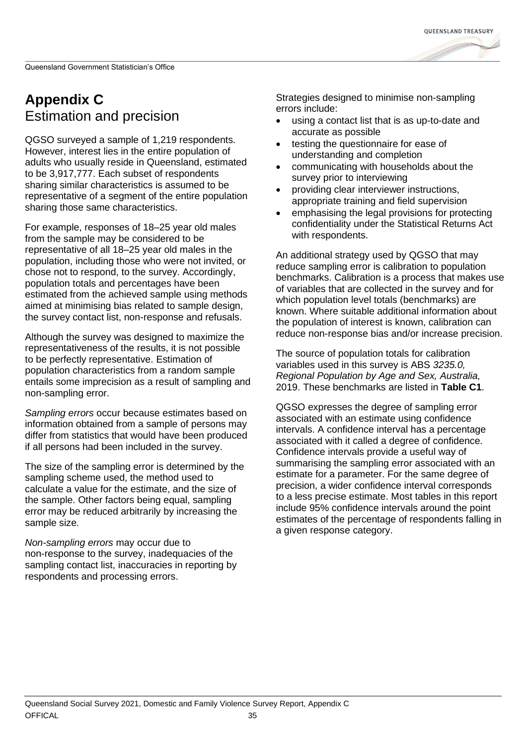# Appendix C
## Estimation and precision

QGSO surveyed a sample of 1,219 respondents. However, interest lies in the entire population of adults who usually reside in Queensland, estimated to be 3,917,777. Each subset of respondents sharing similar characteristics is assumed to be representative of a segment of the entire population sharing those same characteristics.

For example, responses of 18–25 year old males from the sample may be considered to be representative of all 18–25 year old males in the population, including those who were not invited, or chose not to respond, to the survey. Accordingly, population totals and percentages have been estimated from the achieved sample using methods aimed at minimising bias related to sample design, the survey contact list, non-response and refusals.

Although the survey was designed to maximize the representativeness of the results, it is not possible to be perfectly representative. Estimation of population characteristics from a random sample entails some imprecision as a result of sampling and non-sampling error.

*Sampling errors* occur because estimates based on information obtained from a sample of persons may differ from statistics that would have been produced if all persons had been included in the survey.

The size of the sampling error is determined by the sampling scheme used, the method used to calculate a value for the estimate, and the size of the sample. Other factors being equal, sampling error may be reduced arbitrarily by increasing the sample size.

*Non-sampling errors* may occur due to non-response to the survey, inadequacies of the sampling contact list, inaccuracies in reporting by respondents and processing errors.

Strategies designed to minimise non-sampling errors include:

- using a contact list that is as up-to-date and accurate as possible
- testing the questionnaire for ease of understanding and completion
- communicating with households about the survey prior to interviewing
- providing clear interviewer instructions, appropriate training and field supervision
- emphasising the legal provisions for protecting confidentiality under the Statistical Returns Act with respondents.

An additional strategy used by QGSO that may reduce sampling error is calibration to population benchmarks. Calibration is a process that makes use of variables that are collected in the survey and for which population level totals (benchmarks) are known. Where suitable additional information about the population of interest is known, calibration can reduce non-response bias and/or increase precision.

The source of population totals for calibration variables used in this survey is ABS *3235.0, Regional Population by Age and Sex, Australia,* 2019. These benchmarks are listed in **Table C1**.

QGSO expresses the degree of sampling error associated with an estimate using confidence intervals. A confidence interval has a percentage associated with it called a degree of confidence. Confidence intervals provide a useful way of summarising the sampling error associated with an estimate for a parameter. For the same degree of precision, a wider confidence interval corresponds to a less precise estimate. Most tables in this report include 95% confidence intervals around the point estimates of the percentage of respondents falling in a given response category.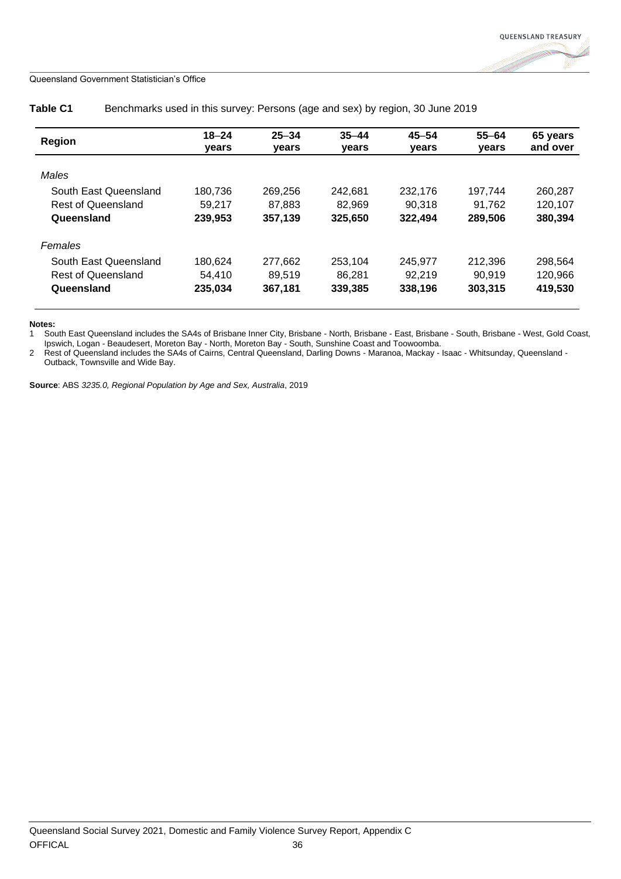**Table C1** Benchmarks used in this survey: Persons (age and sex) by region, 30 June 2019

| Region | 18–24 years | 25–34 years | 35–44 years | 45–54 years | 55–64 years | 65 years and over |
|---|---|---|---|---|---|---|
| *Males* | | | | | | |
| South East Queensland | 180,736 | 269,256 | 242,681 | 232,176 | 197,744 | 260,287 |
| Rest of Queensland | 59,217 | 87,883 | 82,969 | 90,318 | 91,762 | 120,107 |
| **Queensland** | **239,953** | **357,139** | **325,650** | **322,494** | **289,506** | **380,394** |
| *Females* | | | | | | |
| South East Queensland | 180,624 | 277,662 | 253,104 | 245,977 | 212,396 | 298,564 |
| Rest of Queensland | 54,410 | 89,519 | 86,281 | 92,219 | 90,919 | 120,966 |
| **Queensland** | **235,034** | **367,181** | **339,385** | **338,196** | **303,315** | **419,530** |

**Notes:**

1 South East Queensland includes the SA4s of Brisbane Inner City, Brisbane - North, Brisbane - East, Brisbane - South, Brisbane - West, Gold Coast, Ipswich, Logan - Beaudesert, Moreton Bay - North, Moreton Bay - South, Sunshine Coast and Toowoomba.

2 Rest of Queensland includes the SA4s of Cairns, Central Queensland, Darling Downs - Maranoa, Mackay - Isaac - Whitsunday, Queensland - Outback, Townsville and Wide Bay.

**Source**: ABS *3235.0, Regional Population by Age and Sex, Australia*, 2019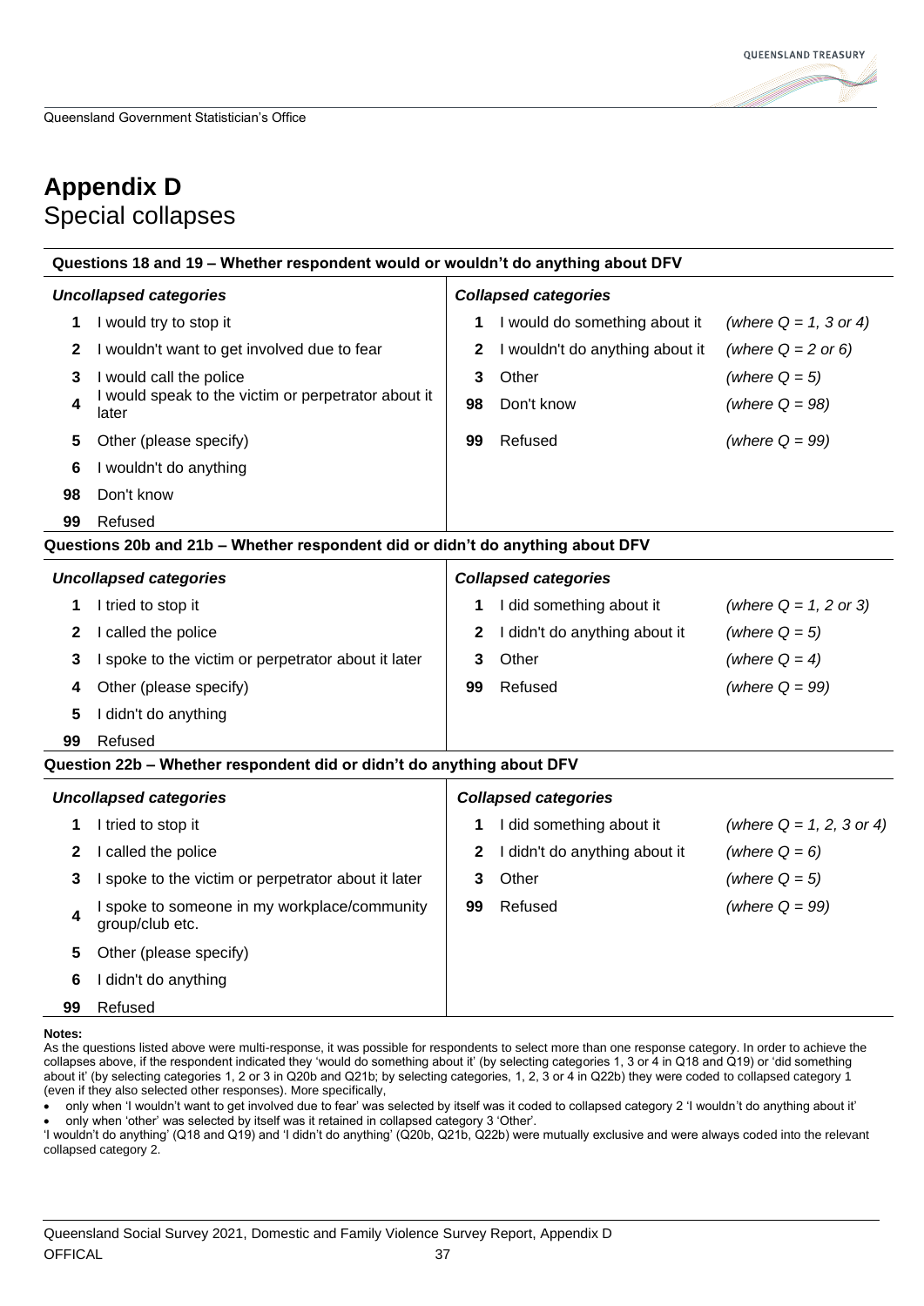# Appendix D

## Special collapses

**Questions 18 and 19 – Whether respondent would or wouldn't do anything about DFV**

| Uncollapsed categories | | Collapsed categories | | |
|---|---|---|---|---|
| 1 | I would try to stop it | 1 | I would do something about it | *(where Q = 1, 3 or 4)* |
| 2 | I wouldn't want to get involved due to fear | 2 | I wouldn't do anything about it | *(where Q = 2 or 6)* |
| 3 | I would call the police | 3 | Other | *(where Q = 5)* |
| 4 | I would speak to the victim or perpetrator about it later | 98 | Don't know | *(where Q = 98)* |
| 5 | Other (please specify) | 99 | Refused | *(where Q = 99)* |
| 6 | I wouldn't do anything | | | |
| 98 | Don't know | | | |
| 99 | Refused | | | |

**Questions 20b and 21b – Whether respondent did or didn't do anything about DFV**

| Uncollapsed categories | | Collapsed categories | | |
|---|---|---|---|---|
| 1 | I tried to stop it | 1 | I did something about it | *(where Q = 1, 2 or 3)* |
| 2 | I called the police | 2 | I didn't do anything about it | *(where Q = 5)* |
| 3 | I spoke to the victim or perpetrator about it later | 3 | Other | *(where Q = 4)* |
| 4 | Other (please specify) | 99 | Refused | *(where Q = 99)* |
| 5 | I didn't do anything | | | |
| 99 | Refused | | | |

**Question 22b – Whether respondent did or didn't do anything about DFV**

| Uncollapsed categories | | Collapsed categories | | |
|---|---|---|---|---|
| 1 | I tried to stop it | 1 | I did something about it | *(where Q = 1, 2, 3 or 4)* |
| 2 | I called the police | 2 | I didn't do anything about it | *(where Q = 6)* |
| 3 | I spoke to the victim or perpetrator about it later | 3 | Other | *(where Q = 5)* |
| 4 | I spoke to someone in my workplace/community group/club etc. | 99 | Refused | *(where Q = 99)* |
| 5 | Other (please specify) | | | |
| 6 | I didn't do anything | | | |
| 99 | Refused | | | |

**Notes:**

As the questions listed above were multi-response, it was possible for respondents to select more than one response category. In order to achieve the collapses above, if the respondent indicated they 'would do something about it' (by selecting categories 1, 3 or 4 in Q18 and Q19) or 'did something about it' (by selecting categories 1, 2 or 3 in Q20b and Q21b; by selecting categories, 1, 2, 3 or 4 in Q22b) they were coded to collapsed category 1 (even if they also selected other responses). More specifically,

- only when 'I wouldn't want to get involved due to fear' was selected by itself was it coded to collapsed category 2 'I wouldn't do anything about it'
- only when 'other' was selected by itself was it retained in collapsed category 3 'Other'.

'I wouldn't do anything' (Q18 and Q19) and 'I didn't do anything' (Q20b, Q21b, Q22b) were mutually exclusive and were always coded into the relevant collapsed category 2.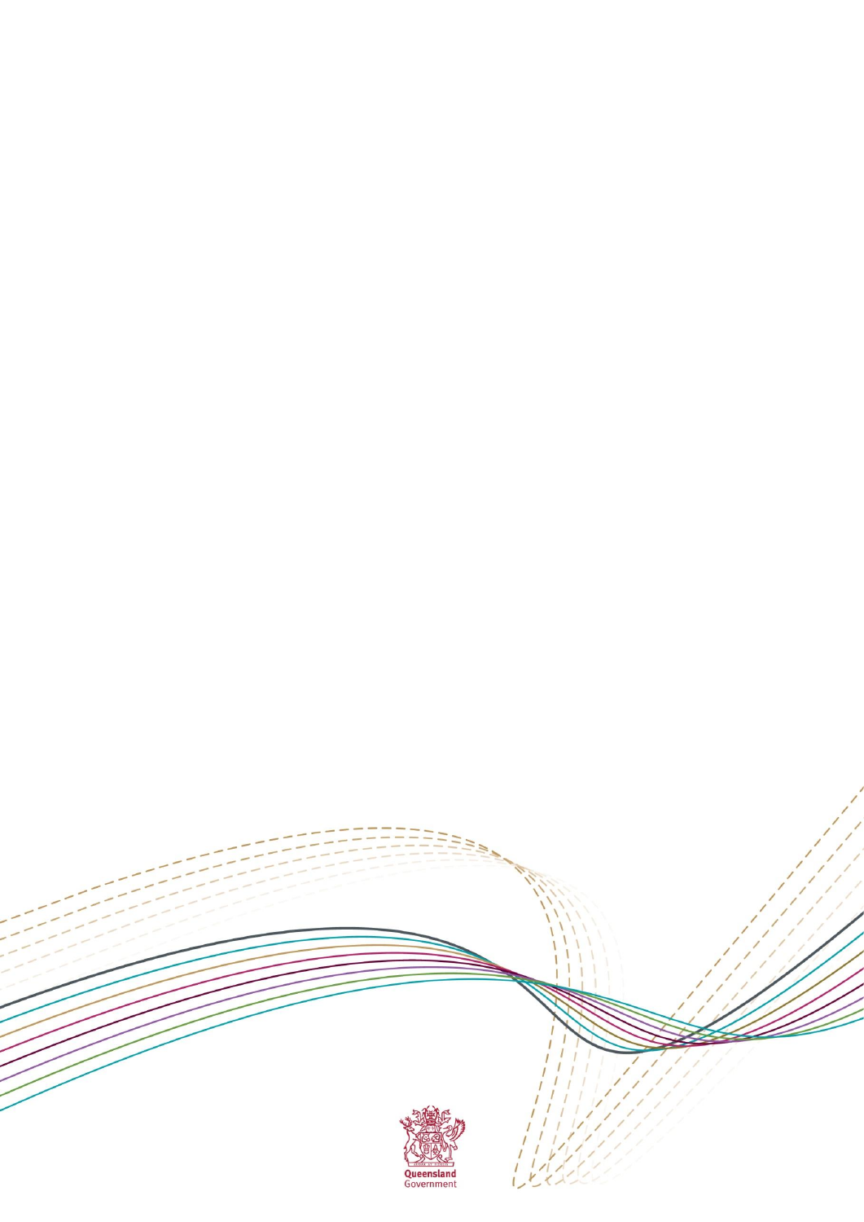Queensland Government